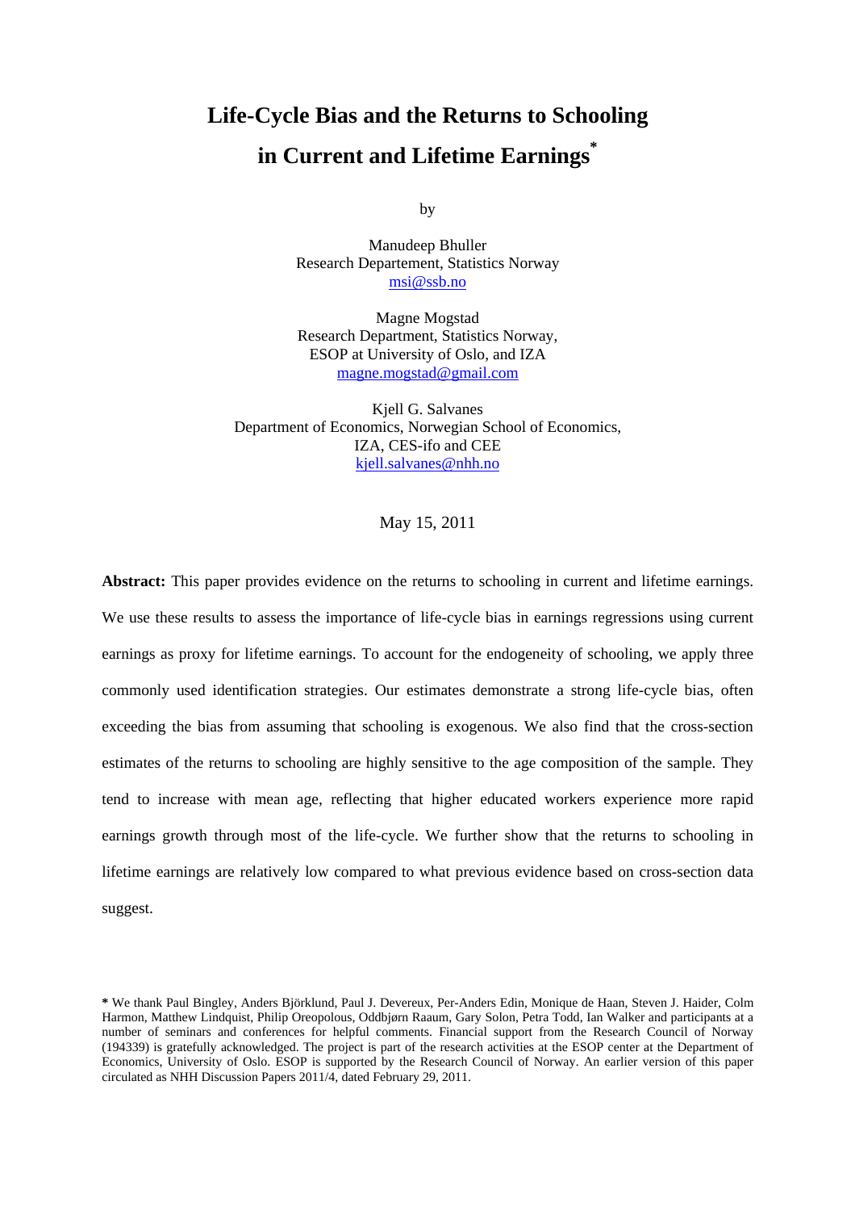# Life-Cycle Bias and the Returns to Schooling in Current and Lifetime Earnings*

by

Manudeep Bhuller
Research Departement, Statistics Norway
msi@ssb.no

Magne Mogstad
Research Department, Statistics Norway,
ESOP at University of Oslo, and IZA
magne.mogstad@gmail.com

Kjell G. Salvanes
Department of Economics, Norwegian School of Economics,
IZA, CES-ifo and CEE
kjell.salvanes@nhh.no

May 15, 2011

**Abstract:** This paper provides evidence on the returns to schooling in current and lifetime earnings. We use these results to assess the importance of life-cycle bias in earnings regressions using current earnings as proxy for lifetime earnings. To account for the endogeneity of schooling, we apply three commonly used identification strategies. Our estimates demonstrate a strong life-cycle bias, often exceeding the bias from assuming that schooling is exogenous. We also find that the cross-section estimates of the returns to schooling are highly sensitive to the age composition of the sample. They tend to increase with mean age, reflecting that higher educated workers experience more rapid earnings growth through most of the life-cycle. We further show that the returns to schooling in lifetime earnings are relatively low compared to what previous evidence based on cross-section data suggest.

**\*** We thank Paul Bingley, Anders Björklund, Paul J. Devereux, Per-Anders Edin, Monique de Haan, Steven J. Haider, Colm Harmon, Matthew Lindquist, Philip Oreopolous, Oddbjørn Raaum, Gary Solon, Petra Todd, Ian Walker and participants at a number of seminars and conferences for helpful comments. Financial support from the Research Council of Norway (194339) is gratefully acknowledged. The project is part of the research activities at the ESOP center at the Department of Economics, University of Oslo. ESOP is supported by the Research Council of Norway. An earlier version of this paper circulated as NHH Discussion Papers 2011/4, dated February 29, 2011.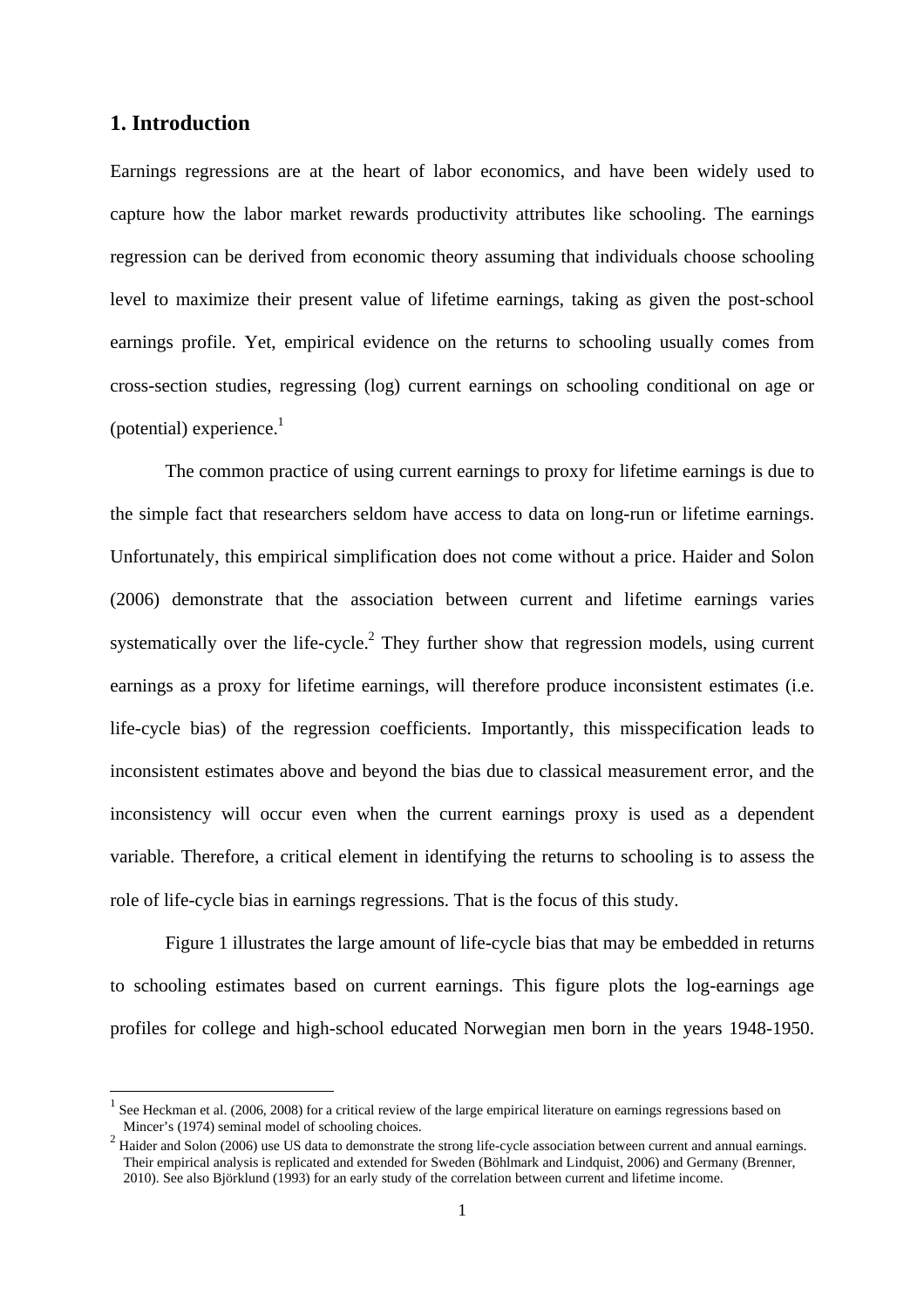## 1. Introduction

Earnings regressions are at the heart of labor economics, and have been widely used to capture how the labor market rewards productivity attributes like schooling. The earnings regression can be derived from economic theory assuming that individuals choose schooling level to maximize their present value of lifetime earnings, taking as given the post-school earnings profile. Yet, empirical evidence on the returns to schooling usually comes from cross-section studies, regressing (log) current earnings on schooling conditional on age or (potential) experience.[1]

The common practice of using current earnings to proxy for lifetime earnings is due to the simple fact that researchers seldom have access to data on long-run or lifetime earnings. Unfortunately, this empirical simplification does not come without a price. Haider and Solon (2006) demonstrate that the association between current and lifetime earnings varies systematically over the life-cycle.[2] They further show that regression models, using current earnings as a proxy for lifetime earnings, will therefore produce inconsistent estimates (i.e. life-cycle bias) of the regression coefficients. Importantly, this misspecification leads to inconsistent estimates above and beyond the bias due to classical measurement error, and the inconsistency will occur even when the current earnings proxy is used as a dependent variable. Therefore, a critical element in identifying the returns to schooling is to assess the role of life-cycle bias in earnings regressions. That is the focus of this study.

Figure 1 illustrates the large amount of life-cycle bias that may be embedded in returns to schooling estimates based on current earnings. This figure plots the log-earnings age profiles for college and high-school educated Norwegian men born in the years 1948-1950.

[1] See Heckman et al. (2006, 2008) for a critical review of the large empirical literature on earnings regressions based on Mincer's (1974) seminal model of schooling choices.

[2] Haider and Solon (2006) use US data to demonstrate the strong life-cycle association between current and annual earnings. Their empirical analysis is replicated and extended for Sweden (Böhlmark and Lindquist, 2006) and Germany (Brenner, 2010). See also Björklund (1993) for an early study of the correlation between current and lifetime income.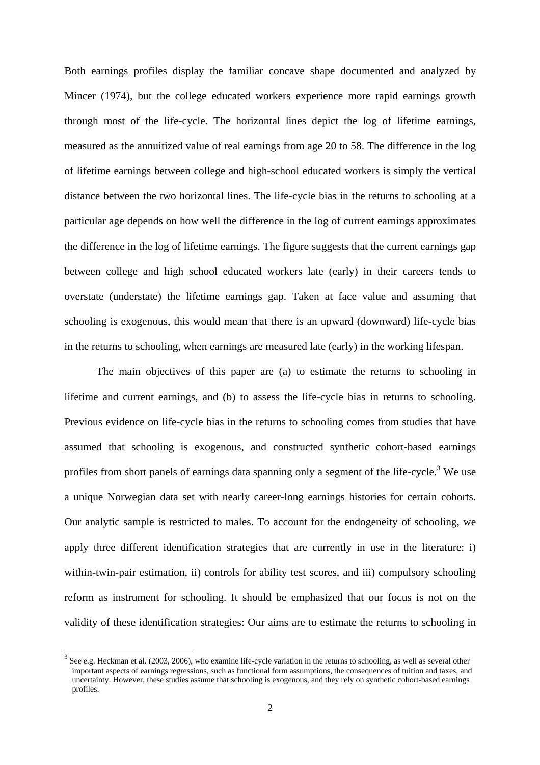Both earnings profiles display the familiar concave shape documented and analyzed by Mincer (1974), but the college educated workers experience more rapid earnings growth through most of the life-cycle. The horizontal lines depict the log of lifetime earnings, measured as the annuitized value of real earnings from age 20 to 58. The difference in the log of lifetime earnings between college and high-school educated workers is simply the vertical distance between the two horizontal lines. The life-cycle bias in the returns to schooling at a particular age depends on how well the difference in the log of current earnings approximates the difference in the log of lifetime earnings. The figure suggests that the current earnings gap between college and high school educated workers late (early) in their careers tends to overstate (understate) the lifetime earnings gap. Taken at face value and assuming that schooling is exogenous, this would mean that there is an upward (downward) life-cycle bias in the returns to schooling, when earnings are measured late (early) in the working lifespan.

The main objectives of this paper are (a) to estimate the returns to schooling in lifetime and current earnings, and (b) to assess the life-cycle bias in returns to schooling. Previous evidence on life-cycle bias in the returns to schooling comes from studies that have assumed that schooling is exogenous, and constructed synthetic cohort-based earnings profiles from short panels of earnings data spanning only a segment of the life-cycle.[3] We use a unique Norwegian data set with nearly career-long earnings histories for certain cohorts. Our analytic sample is restricted to males. To account for the endogeneity of schooling, we apply three different identification strategies that are currently in use in the literature: i) within-twin-pair estimation, ii) controls for ability test scores, and iii) compulsory schooling reform as instrument for schooling. It should be emphasized that our focus is not on the validity of these identification strategies: Our aims are to estimate the returns to schooling in

[3] See e.g. Heckman et al. (2003, 2006), who examine life-cycle variation in the returns to schooling, as well as several other important aspects of earnings regressions, such as functional form assumptions, the consequences of tuition and taxes, and uncertainty. However, these studies assume that schooling is exogenous, and they rely on synthetic cohort-based earnings profiles.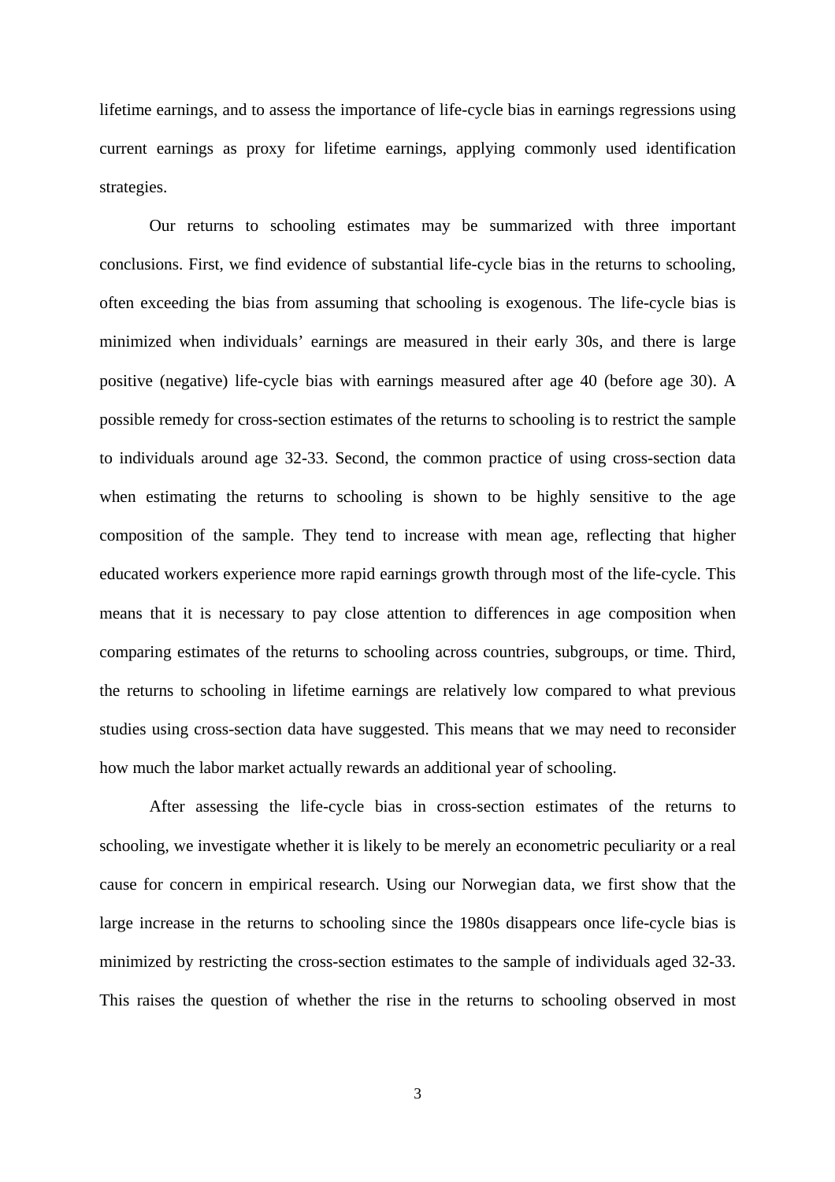lifetime earnings, and to assess the importance of life-cycle bias in earnings regressions using current earnings as proxy for lifetime earnings, applying commonly used identification strategies.

Our returns to schooling estimates may be summarized with three important conclusions. First, we find evidence of substantial life-cycle bias in the returns to schooling, often exceeding the bias from assuming that schooling is exogenous. The life-cycle bias is minimized when individuals' earnings are measured in their early 30s, and there is large positive (negative) life-cycle bias with earnings measured after age 40 (before age 30). A possible remedy for cross-section estimates of the returns to schooling is to restrict the sample to individuals around age 32-33. Second, the common practice of using cross-section data when estimating the returns to schooling is shown to be highly sensitive to the age composition of the sample. They tend to increase with mean age, reflecting that higher educated workers experience more rapid earnings growth through most of the life-cycle. This means that it is necessary to pay close attention to differences in age composition when comparing estimates of the returns to schooling across countries, subgroups, or time. Third, the returns to schooling in lifetime earnings are relatively low compared to what previous studies using cross-section data have suggested. This means that we may need to reconsider how much the labor market actually rewards an additional year of schooling.

After assessing the life-cycle bias in cross-section estimates of the returns to schooling, we investigate whether it is likely to be merely an econometric peculiarity or a real cause for concern in empirical research. Using our Norwegian data, we first show that the large increase in the returns to schooling since the 1980s disappears once life-cycle bias is minimized by restricting the cross-section estimates to the sample of individuals aged 32-33. This raises the question of whether the rise in the returns to schooling observed in most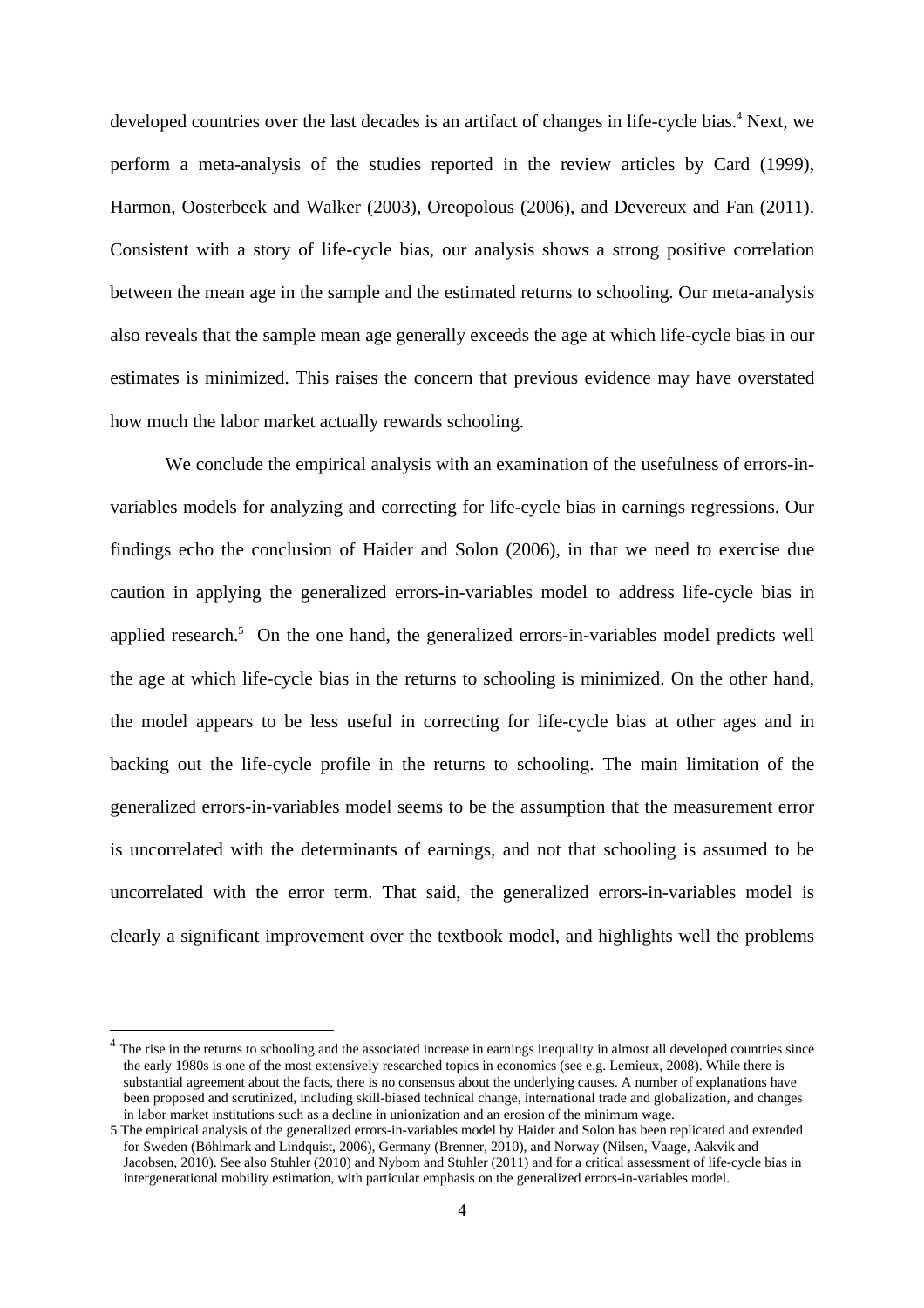developed countries over the last decades is an artifact of changes in life-cycle bias.[4] Next, we perform a meta-analysis of the studies reported in the review articles by Card (1999), Harmon, Oosterbeek and Walker (2003), Oreopolous (2006), and Devereux and Fan (2011). Consistent with a story of life-cycle bias, our analysis shows a strong positive correlation between the mean age in the sample and the estimated returns to schooling. Our meta-analysis also reveals that the sample mean age generally exceeds the age at which life-cycle bias in our estimates is minimized. This raises the concern that previous evidence may have overstated how much the labor market actually rewards schooling.

We conclude the empirical analysis with an examination of the usefulness of errors-in-variables models for analyzing and correcting for life-cycle bias in earnings regressions. Our findings echo the conclusion of Haider and Solon (2006), in that we need to exercise due caution in applying the generalized errors-in-variables model to address life-cycle bias in applied research.[5] On the one hand, the generalized errors-in-variables model predicts well the age at which life-cycle bias in the returns to schooling is minimized. On the other hand, the model appears to be less useful in correcting for life-cycle bias at other ages and in backing out the life-cycle profile in the returns to schooling. The main limitation of the generalized errors-in-variables model seems to be the assumption that the measurement error is uncorrelated with the determinants of earnings, and not that schooling is assumed to be uncorrelated with the error term. That said, the generalized errors-in-variables model is clearly a significant improvement over the textbook model, and highlights well the problems

---

[4] The rise in the returns to schooling and the associated increase in earnings inequality in almost all developed countries since the early 1980s is one of the most extensively researched topics in economics (see e.g. Lemieux, 2008). While there is substantial agreement about the facts, there is no consensus about the underlying causes. A number of explanations have been proposed and scrutinized, including skill-biased technical change, international trade and globalization, and changes in labor market institutions such as a decline in unionization and an erosion of the minimum wage.

[5] The empirical analysis of the generalized errors-in-variables model by Haider and Solon has been replicated and extended for Sweden (Böhlmark and Lindquist, 2006), Germany (Brenner, 2010), and Norway (Nilsen, Vaage, Aakvik and Jacobsen, 2010). See also Stuhler (2010) and Nybom and Stuhler (2011) and for a critical assessment of life-cycle bias in intergenerational mobility estimation, with particular emphasis on the generalized errors-in-variables model.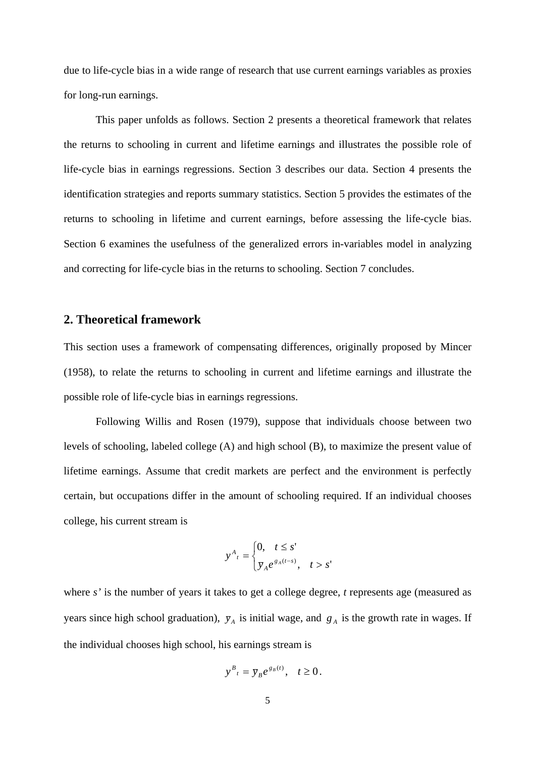due to life-cycle bias in a wide range of research that use current earnings variables as proxies for long-run earnings.

This paper unfolds as follows. Section 2 presents a theoretical framework that relates the returns to schooling in current and lifetime earnings and illustrates the possible role of life-cycle bias in earnings regressions. Section 3 describes our data. Section 4 presents the identification strategies and reports summary statistics. Section 5 provides the estimates of the returns to schooling in lifetime and current earnings, before assessing the life-cycle bias. Section 6 examines the usefulness of the generalized errors in-variables model in analyzing and correcting for life-cycle bias in the returns to schooling. Section 7 concludes.

## 2. Theoretical framework

This section uses a framework of compensating differences, originally proposed by Mincer (1958), to relate the returns to schooling in current and lifetime earnings and illustrate the possible role of life-cycle bias in earnings regressions.

Following Willis and Rosen (1979), suppose that individuals choose between two levels of schooling, labeled college (A) and high school (B), to maximize the present value of lifetime earnings. Assume that credit markets are perfect and the environment is perfectly certain, but occupations differ in the amount of schooling required. If an individual chooses college, his current stream is

$$y^A{}_t = \begin{cases} 0, & t \leq s' \\ \overline{y}_A e^{g_A(t-s)}, & t > s' \end{cases}$$

where *s'* is the number of years it takes to get a college degree, *t* represents age (measured as years since high school graduation), $\overline{y}_A$ is initial wage, and $g_A$ is the growth rate in wages. If the individual chooses high school, his earnings stream is

$$y^B{}_t = \overline{y}_B e^{g_B(t)}, \quad t \geq 0 .$$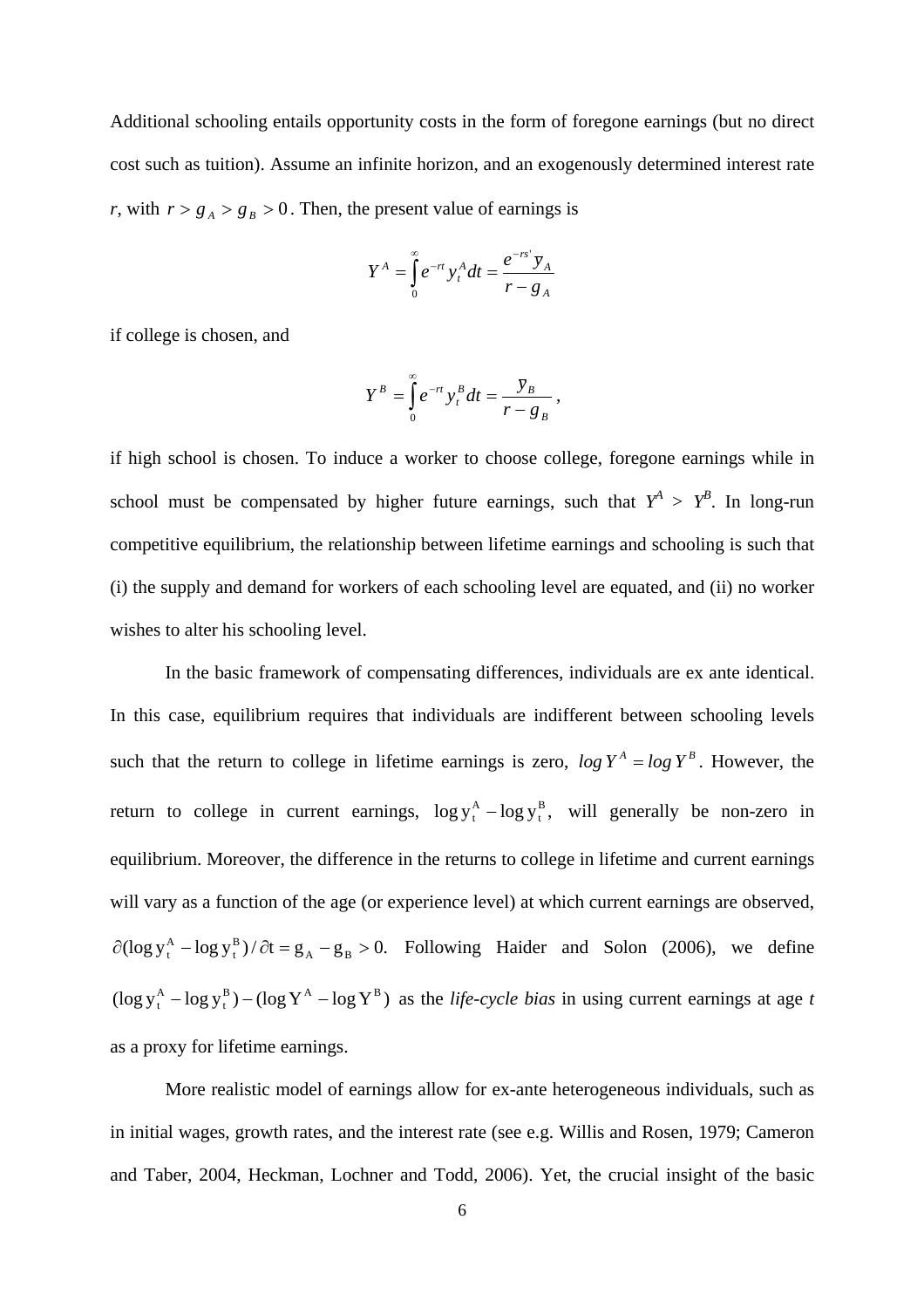Additional schooling entails opportunity costs in the form of foregone earnings (but no direct cost such as tuition). Assume an infinite horizon, and an exogenously determined interest rate $r$, with $r > g_A > g_B > 0$. Then, the present value of earnings is

$$Y^A = \int_0^\infty e^{-rt} y_t^A dt = \frac{e^{-rs'} y_A}{r - g_A}$$

if college is chosen, and

$$Y^B = \int_0^\infty e^{-rt} y_t^B dt = \frac{y_B}{r - g_B},$$

if high school is chosen. To induce a worker to choose college, foregone earnings while in school must be compensated by higher future earnings, such that $Y^A > Y^B$. In long-run competitive equilibrium, the relationship between lifetime earnings and schooling is such that (i) the supply and demand for workers of each schooling level are equated, and (ii) no worker wishes to alter his schooling level.

In the basic framework of compensating differences, individuals are ex ante identical. In this case, equilibrium requires that individuals are indifferent between schooling levels such that the return to college in lifetime earnings is zero, $\log Y^A = \log Y^B$. However, the return to college in current earnings, $\log y_t^A - \log y_t^B$, will generally be non-zero in equilibrium. Moreover, the difference in the returns to college in lifetime and current earnings will vary as a function of the age (or experience level) at which current earnings are observed, $\partial(\log y_t^A - \log y_t^B)/\partial t = g_A - g_B > 0.$ Following Haider and Solon (2006), we define $(\log y_t^A - \log y_t^B) - (\log Y^A - \log Y^B)$ as the *life-cycle bias* in using current earnings at age $t$ as a proxy for lifetime earnings.

More realistic model of earnings allow for ex-ante heterogeneous individuals, such as in initial wages, growth rates, and the interest rate (see e.g. Willis and Rosen, 1979; Cameron and Taber, 2004, Heckman, Lochner and Todd, 2006). Yet, the crucial insight of the basic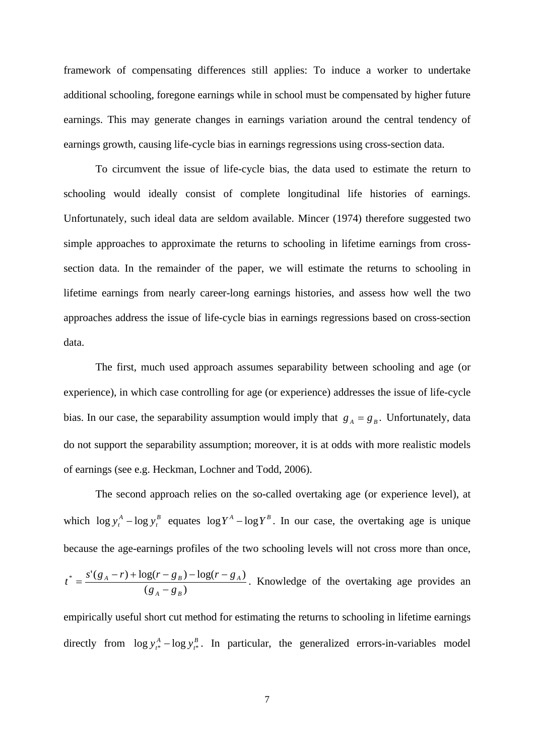framework of compensating differences still applies: To induce a worker to undertake additional schooling, foregone earnings while in school must be compensated by higher future earnings. This may generate changes in earnings variation around the central tendency of earnings growth, causing life-cycle bias in earnings regressions using cross-section data.

To circumvent the issue of life-cycle bias, the data used to estimate the return to schooling would ideally consist of complete longitudinal life histories of earnings. Unfortunately, such ideal data are seldom available. Mincer (1974) therefore suggested two simple approaches to approximate the returns to schooling in lifetime earnings from cross-section data. In the remainder of the paper, we will estimate the returns to schooling in lifetime earnings from nearly career-long earnings histories, and assess how well the two approaches address the issue of life-cycle bias in earnings regressions based on cross-section data.

The first, much used approach assumes separability between schooling and age (or experience), in which case controlling for age (or experience) addresses the issue of life-cycle bias. In our case, the separability assumption would imply that $g_A = g_B$. Unfortunately, data do not support the separability assumption; moreover, it is at odds with more realistic models of earnings (see e.g. Heckman, Lochner and Todd, 2006).

The second approach relies on the so-called overtaking age (or experience level), at which $\log y_t^A - \log y_t^B$ equates $\log Y^A - \log Y^B$. In our case, the overtaking age is unique because the age-earnings profiles of the two schooling levels will not cross more than once, $t^* = \dfrac{s'(g_A - r) + \log(r - g_B) - \log(r - g_A)}{(g_A - g_B)}$. Knowledge of the overtaking age provides an empirically useful short cut method for estimating the returns to schooling in lifetime earnings directly from $\log y_{t^*}^A - \log y_{t^*}^B$. In particular, the generalized errors-in-variables model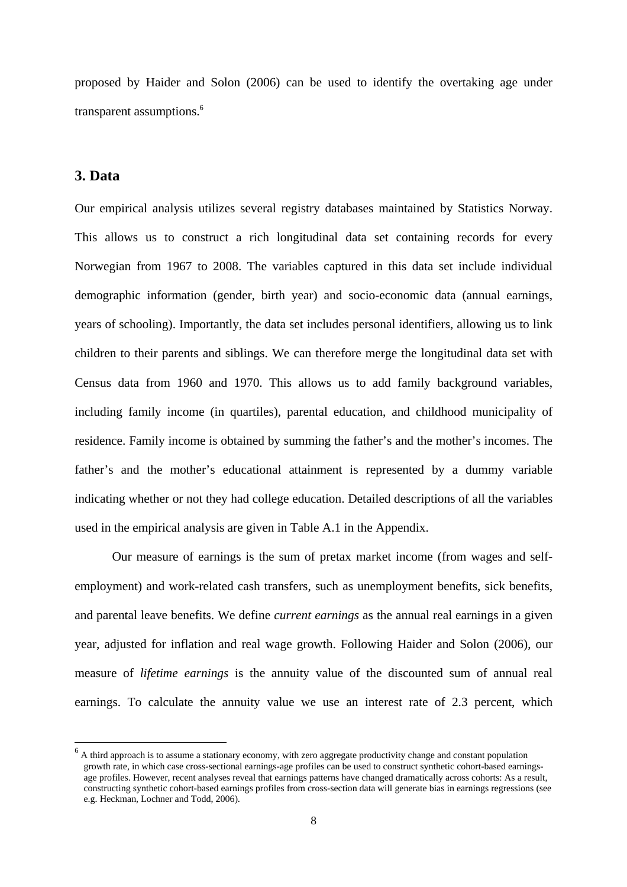proposed by Haider and Solon (2006) can be used to identify the overtaking age under transparent assumptions.[6]

## 3. Data

Our empirical analysis utilizes several registry databases maintained by Statistics Norway. This allows us to construct a rich longitudinal data set containing records for every Norwegian from 1967 to 2008. The variables captured in this data set include individual demographic information (gender, birth year) and socio-economic data (annual earnings, years of schooling). Importantly, the data set includes personal identifiers, allowing us to link children to their parents and siblings. We can therefore merge the longitudinal data set with Census data from 1960 and 1970. This allows us to add family background variables, including family income (in quartiles), parental education, and childhood municipality of residence. Family income is obtained by summing the father's and the mother's incomes. The father's and the mother's educational attainment is represented by a dummy variable indicating whether or not they had college education. Detailed descriptions of all the variables used in the empirical analysis are given in Table A.1 in the Appendix.

Our measure of earnings is the sum of pretax market income (from wages and self-employment) and work-related cash transfers, such as unemployment benefits, sick benefits, and parental leave benefits. We define *current earnings* as the annual real earnings in a given year, adjusted for inflation and real wage growth. Following Haider and Solon (2006), our measure of *lifetime earnings* is the annuity value of the discounted sum of annual real earnings. To calculate the annuity value we use an interest rate of 2.3 percent, which

---

[6] A third approach is to assume a stationary economy, with zero aggregate productivity change and constant population growth rate, in which case cross-sectional earnings-age profiles can be used to construct synthetic cohort-based earnings-age profiles. However, recent analyses reveal that earnings patterns have changed dramatically across cohorts: As a result, constructing synthetic cohort-based earnings profiles from cross-section data will generate bias in earnings regressions (see e.g. Heckman, Lochner and Todd, 2006).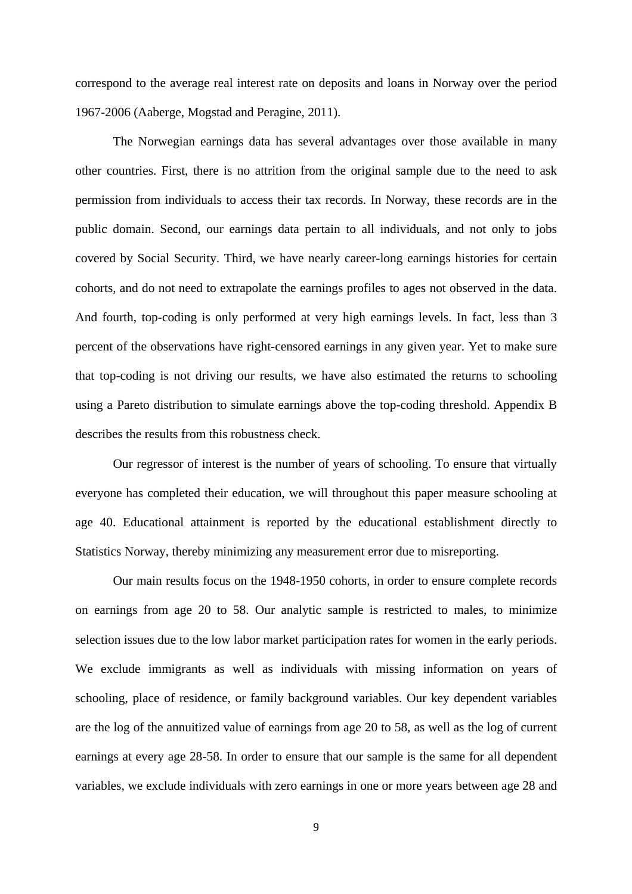correspond to the average real interest rate on deposits and loans in Norway over the period 1967-2006 (Aaberge, Mogstad and Peragine, 2011).

The Norwegian earnings data has several advantages over those available in many other countries. First, there is no attrition from the original sample due to the need to ask permission from individuals to access their tax records. In Norway, these records are in the public domain. Second, our earnings data pertain to all individuals, and not only to jobs covered by Social Security. Third, we have nearly career-long earnings histories for certain cohorts, and do not need to extrapolate the earnings profiles to ages not observed in the data. And fourth, top-coding is only performed at very high earnings levels. In fact, less than 3 percent of the observations have right-censored earnings in any given year. Yet to make sure that top-coding is not driving our results, we have also estimated the returns to schooling using a Pareto distribution to simulate earnings above the top-coding threshold. Appendix B describes the results from this robustness check.

Our regressor of interest is the number of years of schooling. To ensure that virtually everyone has completed their education, we will throughout this paper measure schooling at age 40. Educational attainment is reported by the educational establishment directly to Statistics Norway, thereby minimizing any measurement error due to misreporting.

Our main results focus on the 1948-1950 cohorts, in order to ensure complete records on earnings from age 20 to 58. Our analytic sample is restricted to males, to minimize selection issues due to the low labor market participation rates for women in the early periods. We exclude immigrants as well as individuals with missing information on years of schooling, place of residence, or family background variables. Our key dependent variables are the log of the annuitized value of earnings from age 20 to 58, as well as the log of current earnings at every age 28-58. In order to ensure that our sample is the same for all dependent variables, we exclude individuals with zero earnings in one or more years between age 28 and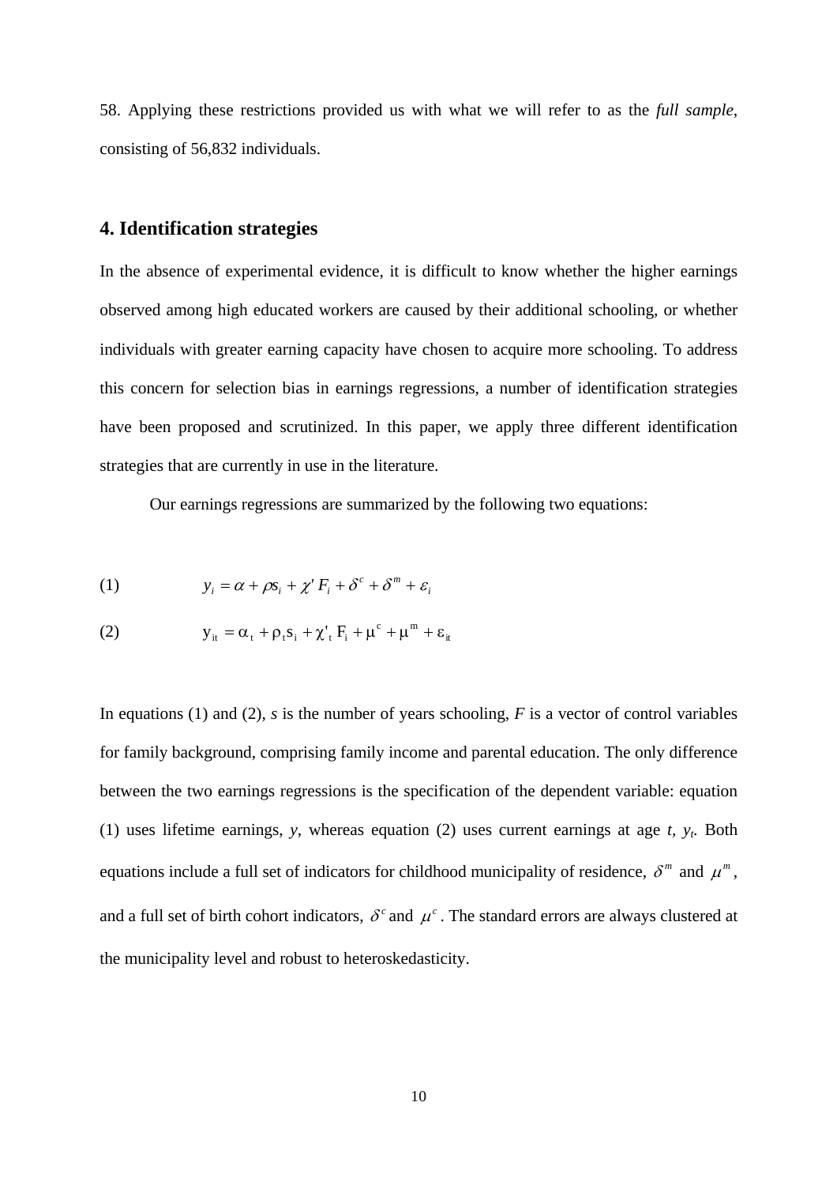58. Applying these restrictions provided us with what we will refer to as the *full sample*, consisting of 56,832 individuals.

## 4. Identification strategies

In the absence of experimental evidence, it is difficult to know whether the higher earnings observed among high educated workers are caused by their additional schooling, or whether individuals with greater earning capacity have chosen to acquire more schooling. To address this concern for selection bias in earnings regressions, a number of identification strategies have been proposed and scrutinized. In this paper, we apply three different identification strategies that are currently in use in the literature.

Our earnings regressions are summarized by the following two equations:

$$(1) \qquad y_i = \alpha + \rho s_i + \chi' F_i + \delta^c + \delta^m + \varepsilon_i$$

$$(2) \qquad y_{it} = \alpha_t + \rho_t s_i + \chi'_t F_i + \mu^c + \mu^m + \varepsilon_{it}$$

In equations (1) and (2), $s$ is the number of years schooling, $F$ is a vector of control variables for family background, comprising family income and parental education. The only difference between the two earnings regressions is the specification of the dependent variable: equation (1) uses lifetime earnings, $y$, whereas equation (2) uses current earnings at age $t$, $y_t$. Both equations include a full set of indicators for childhood municipality of residence, $\delta^m$ and $\mu^m$, and a full set of birth cohort indicators, $\delta^c$ and $\mu^c$. The standard errors are always clustered at the municipality level and robust to heteroskedasticity.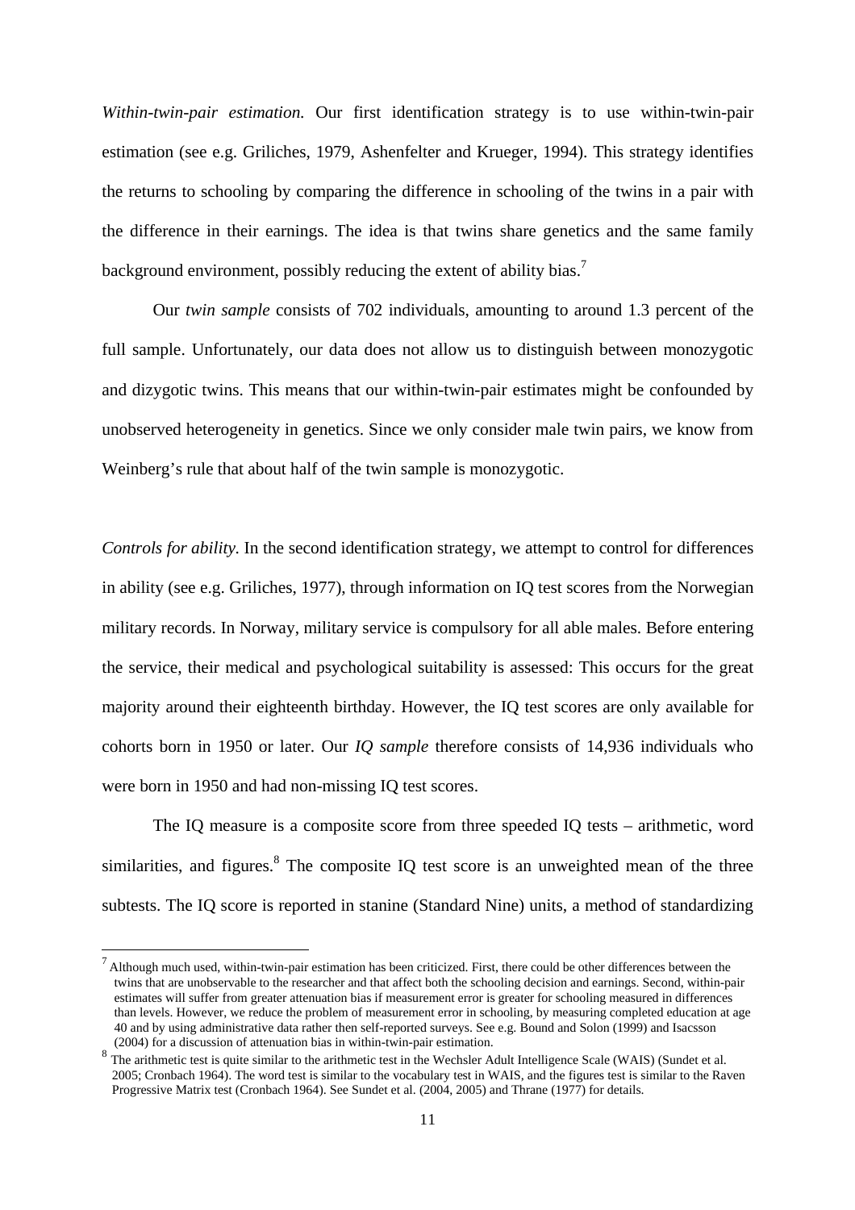*Within-twin-pair estimation.* Our first identification strategy is to use within-twin-pair estimation (see e.g. Griliches, 1979, Ashenfelter and Krueger, 1994). This strategy identifies the returns to schooling by comparing the difference in schooling of the twins in a pair with the difference in their earnings. The idea is that twins share genetics and the same family background environment, possibly reducing the extent of ability bias.[7]

Our *twin sample* consists of 702 individuals, amounting to around 1.3 percent of the full sample. Unfortunately, our data does not allow us to distinguish between monozygotic and dizygotic twins. This means that our within-twin-pair estimates might be confounded by unobserved heterogeneity in genetics. Since we only consider male twin pairs, we know from Weinberg's rule that about half of the twin sample is monozygotic.

*Controls for ability.* In the second identification strategy, we attempt to control for differences in ability (see e.g. Griliches, 1977), through information on IQ test scores from the Norwegian military records. In Norway, military service is compulsory for all able males. Before entering the service, their medical and psychological suitability is assessed: This occurs for the great majority around their eighteenth birthday. However, the IQ test scores are only available for cohorts born in 1950 or later. Our *IQ sample* therefore consists of 14,936 individuals who were born in 1950 and had non-missing IQ test scores.

The IQ measure is a composite score from three speeded IQ tests – arithmetic, word similarities, and figures.[8] The composite IQ test score is an unweighted mean of the three subtests. The IQ score is reported in stanine (Standard Nine) units, a method of standardizing

---

[7] Although much used, within-twin-pair estimation has been criticized. First, there could be other differences between the twins that are unobservable to the researcher and that affect both the schooling decision and earnings. Second, within-pair estimates will suffer from greater attenuation bias if measurement error is greater for schooling measured in differences than levels. However, we reduce the problem of measurement error in schooling, by measuring completed education at age 40 and by using administrative data rather then self-reported surveys. See e.g. Bound and Solon (1999) and Isacsson (2004) for a discussion of attenuation bias in within-twin-pair estimation.

[8] The arithmetic test is quite similar to the arithmetic test in the Wechsler Adult Intelligence Scale (WAIS) (Sundet et al. 2005; Cronbach 1964). The word test is similar to the vocabulary test in WAIS, and the figures test is similar to the Raven Progressive Matrix test (Cronbach 1964). See Sundet et al. (2004, 2005) and Thrane (1977) for details.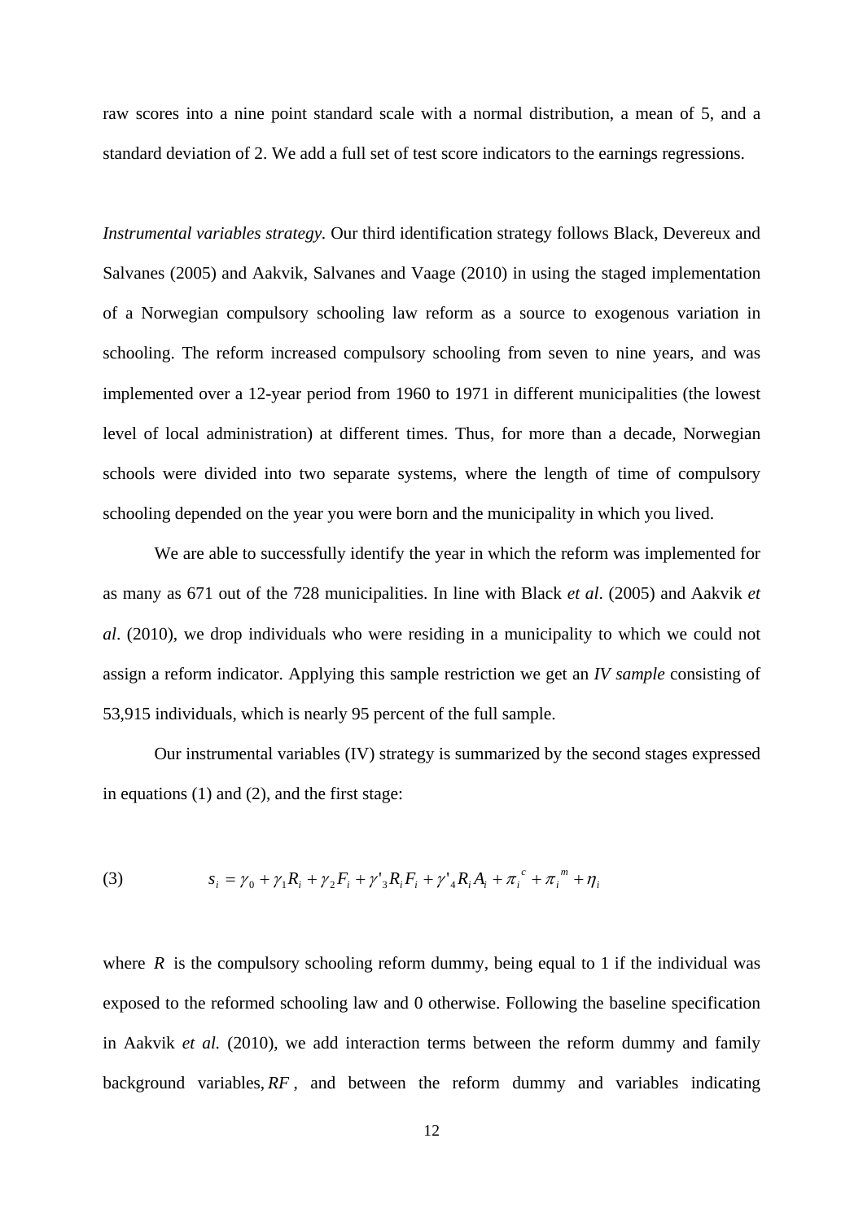raw scores into a nine point standard scale with a normal distribution, a mean of 5, and a standard deviation of 2. We add a full set of test score indicators to the earnings regressions.

*Instrumental variables strategy.* Our third identification strategy follows Black, Devereux and Salvanes (2005) and Aakvik, Salvanes and Vaage (2010) in using the staged implementation of a Norwegian compulsory schooling law reform as a source to exogenous variation in schooling. The reform increased compulsory schooling from seven to nine years, and was implemented over a 12-year period from 1960 to 1971 in different municipalities (the lowest level of local administration) at different times. Thus, for more than a decade, Norwegian schools were divided into two separate systems, where the length of time of compulsory schooling depended on the year you were born and the municipality in which you lived.

We are able to successfully identify the year in which the reform was implemented for as many as 671 out of the 728 municipalities. In line with Black *et al*. (2005) and Aakvik *et al*. (2010), we drop individuals who were residing in a municipality to which we could not assign a reform indicator. Applying this sample restriction we get an *IV sample* consisting of 53,915 individuals, which is nearly 95 percent of the full sample.

Our instrumental variables (IV) strategy is summarized by the second stages expressed in equations (1) and (2), and the first stage:

$$
(3) \qquad s_i = \gamma_0 + \gamma_1 R_i + \gamma_2 F_i + \gamma'_3 R_i F_i + \gamma'_4 R_i A_i + \pi_i^{\,c} + \pi_i^{\,m} + \eta_i
$$

where $R$ is the compulsory schooling reform dummy, being equal to 1 if the individual was exposed to the reformed schooling law and 0 otherwise. Following the baseline specification in Aakvik *et al.* (2010), we add interaction terms between the reform dummy and family background variables, $RF$, and between the reform dummy and variables indicating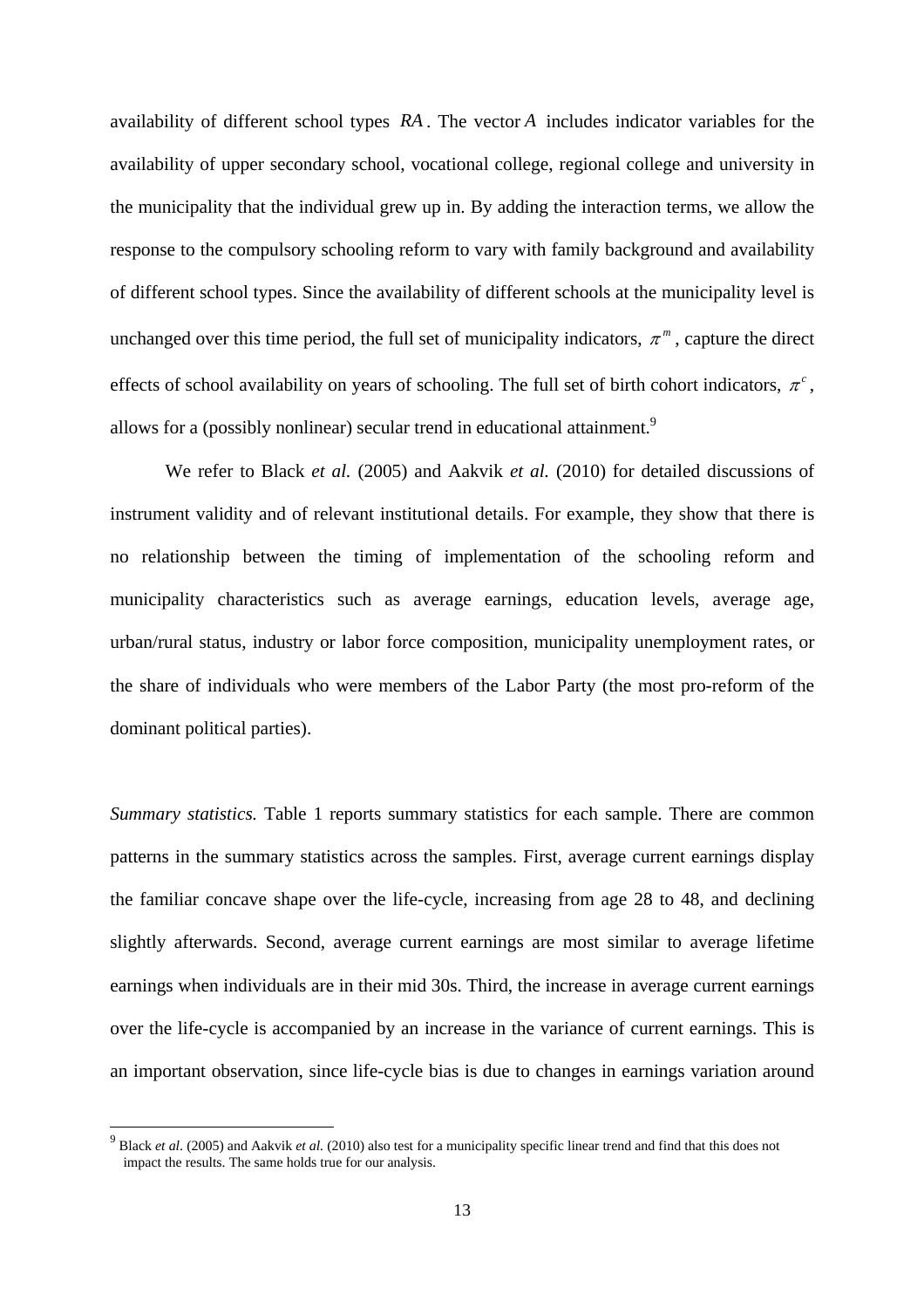availability of different school types $RA$. The vector $A$ includes indicator variables for the availability of upper secondary school, vocational college, regional college and university in the municipality that the individual grew up in. By adding the interaction terms, we allow the response to the compulsory schooling reform to vary with family background and availability of different school types. Since the availability of different schools at the municipality level is unchanged over this time period, the full set of municipality indicators, $\pi^m$, capture the direct effects of school availability on years of schooling. The full set of birth cohort indicators, $\pi^c$, allows for a (possibly nonlinear) secular trend in educational attainment.[9]

We refer to Black *et al.* (2005) and Aakvik *et al.* (2010) for detailed discussions of instrument validity and of relevant institutional details. For example, they show that there is no relationship between the timing of implementation of the schooling reform and municipality characteristics such as average earnings, education levels, average age, urban/rural status, industry or labor force composition, municipality unemployment rates, or the share of individuals who were members of the Labor Party (the most pro-reform of the dominant political parties).

*Summary statistics.* Table 1 reports summary statistics for each sample. There are common patterns in the summary statistics across the samples. First, average current earnings display the familiar concave shape over the life-cycle, increasing from age 28 to 48, and declining slightly afterwards. Second, average current earnings are most similar to average lifetime earnings when individuals are in their mid 30s. Third, the increase in average current earnings over the life-cycle is accompanied by an increase in the variance of current earnings. This is an important observation, since life-cycle bias is due to changes in earnings variation around

[9] Black *et al*. (2005) and Aakvik *et al.* (2010) also test for a municipality specific linear trend and find that this does not impact the results. The same holds true for our analysis.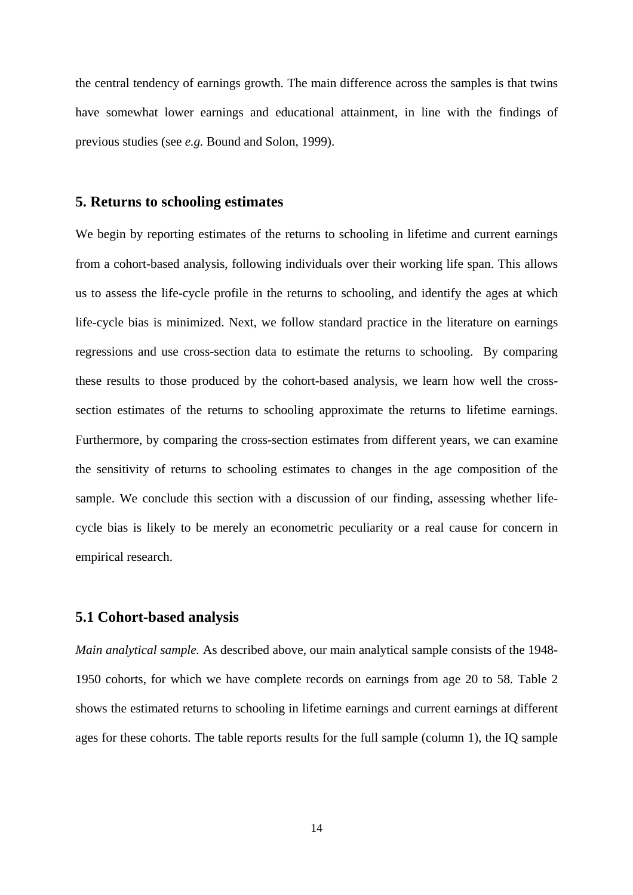the central tendency of earnings growth. The main difference across the samples is that twins have somewhat lower earnings and educational attainment, in line with the findings of previous studies (see *e.g.* Bound and Solon, 1999).

## 5. Returns to schooling estimates

We begin by reporting estimates of the returns to schooling in lifetime and current earnings from a cohort-based analysis, following individuals over their working life span. This allows us to assess the life-cycle profile in the returns to schooling, and identify the ages at which life-cycle bias is minimized. Next, we follow standard practice in the literature on earnings regressions and use cross-section data to estimate the returns to schooling. By comparing these results to those produced by the cohort-based analysis, we learn how well the cross-section estimates of the returns to schooling approximate the returns to lifetime earnings. Furthermore, by comparing the cross-section estimates from different years, we can examine the sensitivity of returns to schooling estimates to changes in the age composition of the sample. We conclude this section with a discussion of our finding, assessing whether life-cycle bias is likely to be merely an econometric peculiarity or a real cause for concern in empirical research.

### 5.1 Cohort-based analysis

*Main analytical sample.* As described above, our main analytical sample consists of the 1948-1950 cohorts, for which we have complete records on earnings from age 20 to 58. Table 2 shows the estimated returns to schooling in lifetime earnings and current earnings at different ages for these cohorts. The table reports results for the full sample (column 1), the IQ sample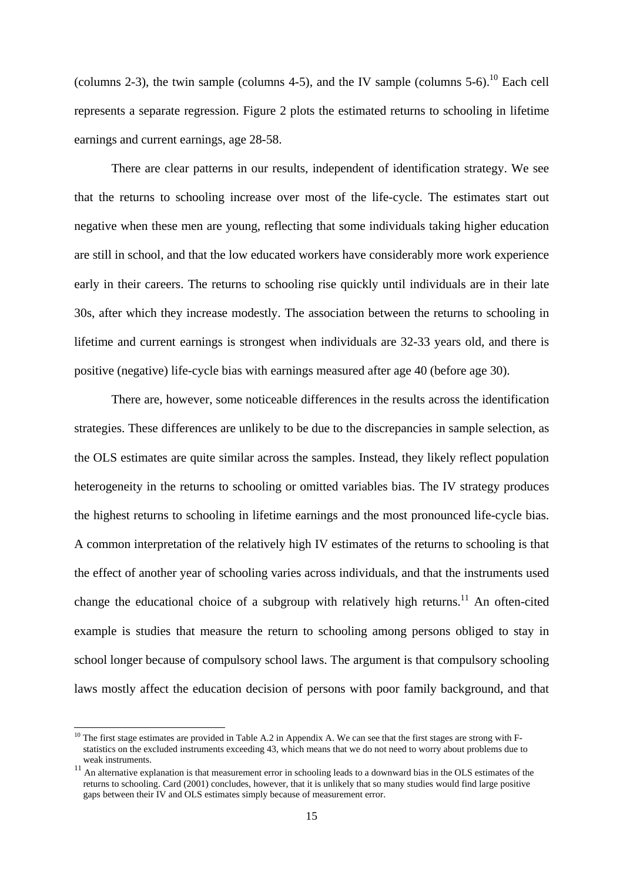(columns 2-3), the twin sample (columns 4-5), and the IV sample (columns 5-6).[10] Each cell represents a separate regression. Figure 2 plots the estimated returns to schooling in lifetime earnings and current earnings, age 28-58.

There are clear patterns in our results, independent of identification strategy. We see that the returns to schooling increase over most of the life-cycle. The estimates start out negative when these men are young, reflecting that some individuals taking higher education are still in school, and that the low educated workers have considerably more work experience early in their careers. The returns to schooling rise quickly until individuals are in their late 30s, after which they increase modestly. The association between the returns to schooling in lifetime and current earnings is strongest when individuals are 32-33 years old, and there is positive (negative) life-cycle bias with earnings measured after age 40 (before age 30).

There are, however, some noticeable differences in the results across the identification strategies. These differences are unlikely to be due to the discrepancies in sample selection, as the OLS estimates are quite similar across the samples. Instead, they likely reflect population heterogeneity in the returns to schooling or omitted variables bias. The IV strategy produces the highest returns to schooling in lifetime earnings and the most pronounced life-cycle bias. A common interpretation of the relatively high IV estimates of the returns to schooling is that the effect of another year of schooling varies across individuals, and that the instruments used change the educational choice of a subgroup with relatively high returns.[11] An often-cited example is studies that measure the return to schooling among persons obliged to stay in school longer because of compulsory school laws. The argument is that compulsory schooling laws mostly affect the education decision of persons with poor family background, and that

---

[10] The first stage estimates are provided in Table A.2 in Appendix A. We can see that the first stages are strong with F-statistics on the excluded instruments exceeding 43, which means that we do not need to worry about problems due to weak instruments.

[11] An alternative explanation is that measurement error in schooling leads to a downward bias in the OLS estimates of the returns to schooling. Card (2001) concludes, however, that it is unlikely that so many studies would find large positive gaps between their IV and OLS estimates simply because of measurement error.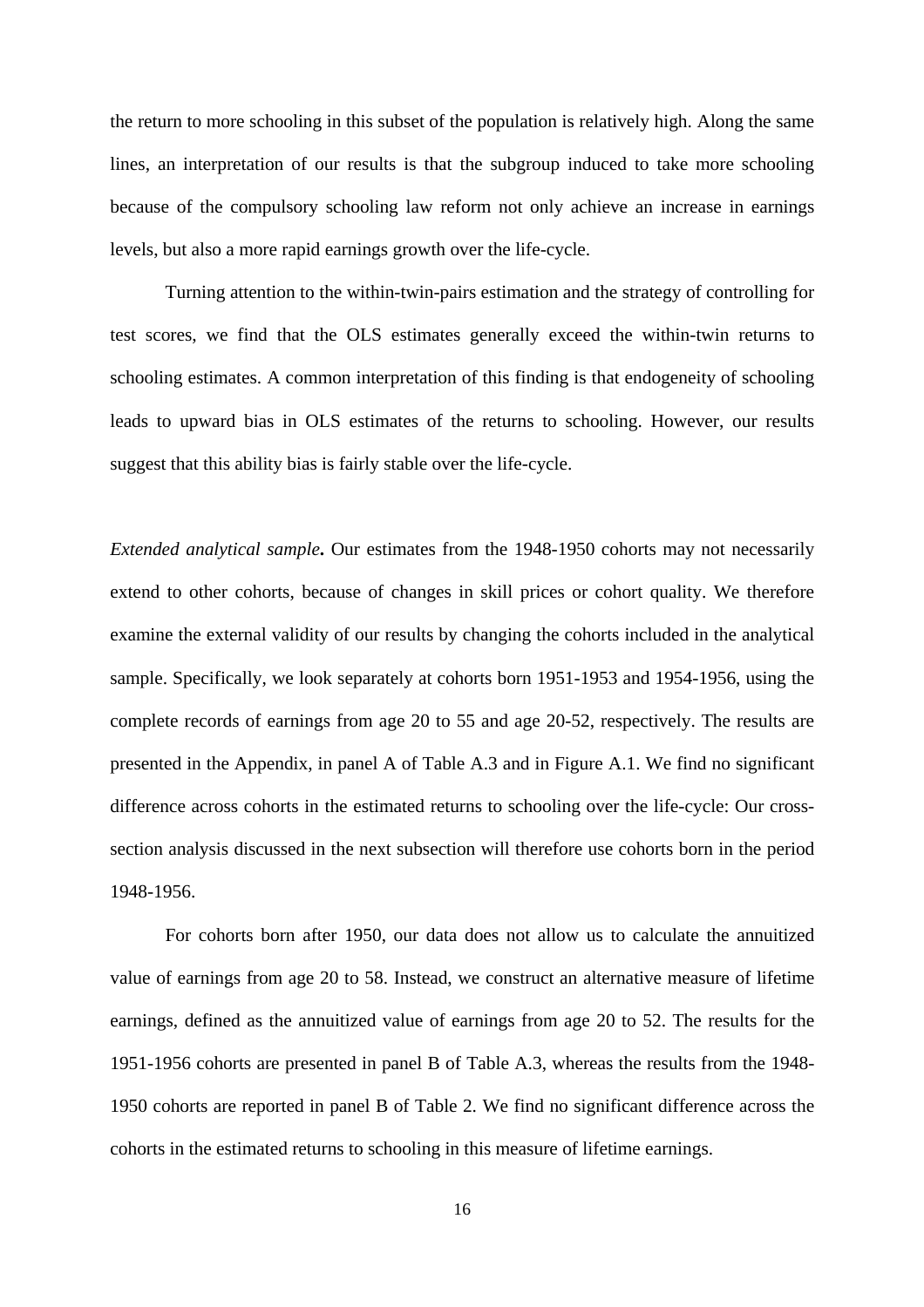the return to more schooling in this subset of the population is relatively high. Along the same lines, an interpretation of our results is that the subgroup induced to take more schooling because of the compulsory schooling law reform not only achieve an increase in earnings levels, but also a more rapid earnings growth over the life-cycle.

Turning attention to the within-twin-pairs estimation and the strategy of controlling for test scores, we find that the OLS estimates generally exceed the within-twin returns to schooling estimates. A common interpretation of this finding is that endogeneity of schooling leads to upward bias in OLS estimates of the returns to schooling. However, our results suggest that this ability bias is fairly stable over the life-cycle.

*Extended analytical sample***.** Our estimates from the 1948-1950 cohorts may not necessarily extend to other cohorts, because of changes in skill prices or cohort quality. We therefore examine the external validity of our results by changing the cohorts included in the analytical sample. Specifically, we look separately at cohorts born 1951-1953 and 1954-1956, using the complete records of earnings from age 20 to 55 and age 20-52, respectively. The results are presented in the Appendix, in panel A of Table A.3 and in Figure A.1. We find no significant difference across cohorts in the estimated returns to schooling over the life-cycle: Our cross-section analysis discussed in the next subsection will therefore use cohorts born in the period 1948-1956.

For cohorts born after 1950, our data does not allow us to calculate the annuitized value of earnings from age 20 to 58. Instead, we construct an alternative measure of lifetime earnings, defined as the annuitized value of earnings from age 20 to 52. The results for the 1951-1956 cohorts are presented in panel B of Table A.3, whereas the results from the 1948-1950 cohorts are reported in panel B of Table 2. We find no significant difference across the cohorts in the estimated returns to schooling in this measure of lifetime earnings.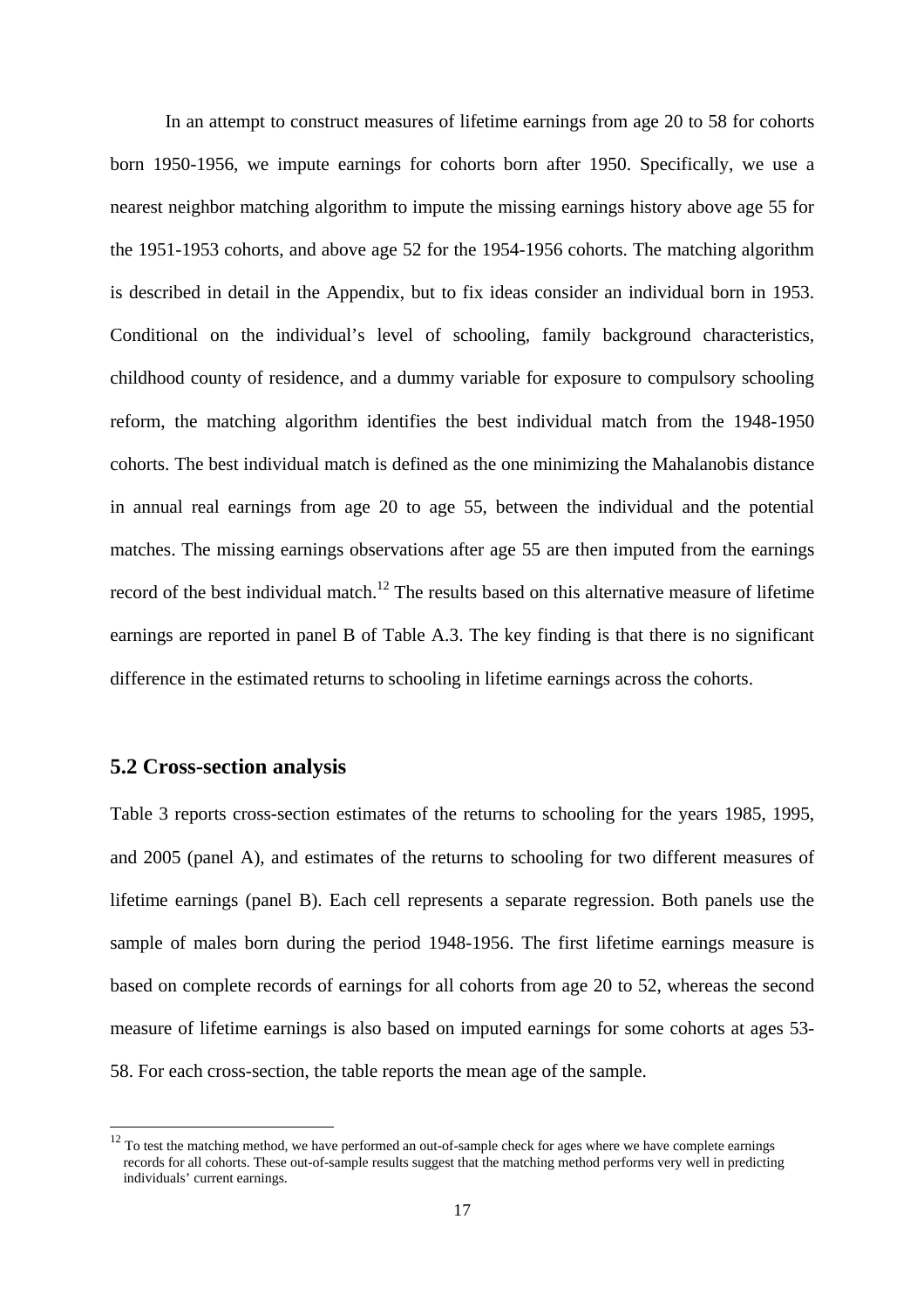In an attempt to construct measures of lifetime earnings from age 20 to 58 for cohorts born 1950-1956, we impute earnings for cohorts born after 1950. Specifically, we use a nearest neighbor matching algorithm to impute the missing earnings history above age 55 for the 1951-1953 cohorts, and above age 52 for the 1954-1956 cohorts. The matching algorithm is described in detail in the Appendix, but to fix ideas consider an individual born in 1953. Conditional on the individual's level of schooling, family background characteristics, childhood county of residence, and a dummy variable for exposure to compulsory schooling reform, the matching algorithm identifies the best individual match from the 1948-1950 cohorts. The best individual match is defined as the one minimizing the Mahalanobis distance in annual real earnings from age 20 to age 55, between the individual and the potential matches. The missing earnings observations after age 55 are then imputed from the earnings record of the best individual match.[12] The results based on this alternative measure of lifetime earnings are reported in panel B of Table A.3. The key finding is that there is no significant difference in the estimated returns to schooling in lifetime earnings across the cohorts.

## 5.2 Cross-section analysis

Table 3 reports cross-section estimates of the returns to schooling for the years 1985, 1995, and 2005 (panel A), and estimates of the returns to schooling for two different measures of lifetime earnings (panel B). Each cell represents a separate regression. Both panels use the sample of males born during the period 1948-1956. The first lifetime earnings measure is based on complete records of earnings for all cohorts from age 20 to 52, whereas the second measure of lifetime earnings is also based on imputed earnings for some cohorts at ages 53-58. For each cross-section, the table reports the mean age of the sample.

[12] To test the matching method, we have performed an out-of-sample check for ages where we have complete earnings records for all cohorts. These out-of-sample results suggest that the matching method performs very well in predicting individuals' current earnings.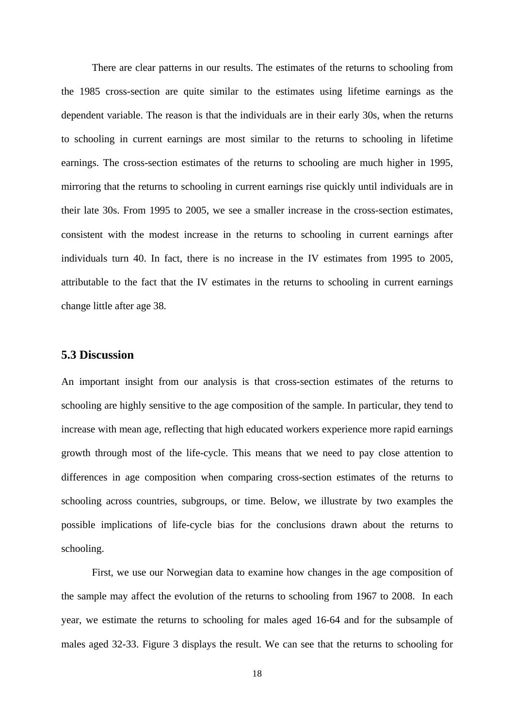There are clear patterns in our results. The estimates of the returns to schooling from the 1985 cross-section are quite similar to the estimates using lifetime earnings as the dependent variable. The reason is that the individuals are in their early 30s, when the returns to schooling in current earnings are most similar to the returns to schooling in lifetime earnings. The cross-section estimates of the returns to schooling are much higher in 1995, mirroring that the returns to schooling in current earnings rise quickly until individuals are in their late 30s. From 1995 to 2005, we see a smaller increase in the cross-section estimates, consistent with the modest increase in the returns to schooling in current earnings after individuals turn 40. In fact, there is no increase in the IV estimates from 1995 to 2005, attributable to the fact that the IV estimates in the returns to schooling in current earnings change little after age 38.

### 5.3 Discussion

An important insight from our analysis is that cross-section estimates of the returns to schooling are highly sensitive to the age composition of the sample. In particular, they tend to increase with mean age, reflecting that high educated workers experience more rapid earnings growth through most of the life-cycle. This means that we need to pay close attention to differences in age composition when comparing cross-section estimates of the returns to schooling across countries, subgroups, or time. Below, we illustrate by two examples the possible implications of life-cycle bias for the conclusions drawn about the returns to schooling.

First, we use our Norwegian data to examine how changes in the age composition of the sample may affect the evolution of the returns to schooling from 1967 to 2008. In each year, we estimate the returns to schooling for males aged 16-64 and for the subsample of males aged 32-33. Figure 3 displays the result. We can see that the returns to schooling for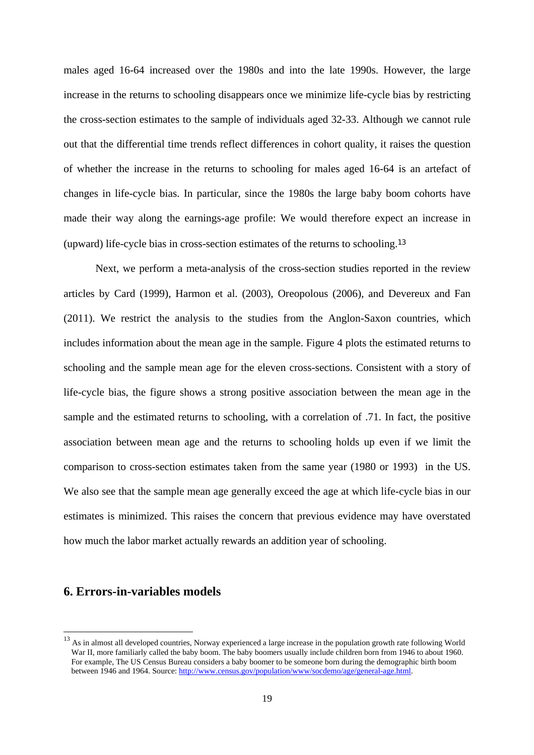males aged 16-64 increased over the 1980s and into the late 1990s. However, the large increase in the returns to schooling disappears once we minimize life-cycle bias by restricting the cross-section estimates to the sample of individuals aged 32-33. Although we cannot rule out that the differential time trends reflect differences in cohort quality, it raises the question of whether the increase in the returns to schooling for males aged 16-64 is an artefact of changes in life-cycle bias. In particular, since the 1980s the large baby boom cohorts have made their way along the earnings-age profile: We would therefore expect an increase in (upward) life-cycle bias in cross-section estimates of the returns to schooling.[13]

Next, we perform a meta-analysis of the cross-section studies reported in the review articles by Card (1999), Harmon et al. (2003), Oreopolous (2006), and Devereux and Fan (2011). We restrict the analysis to the studies from the Anglon-Saxon countries, which includes information about the mean age in the sample. Figure 4 plots the estimated returns to schooling and the sample mean age for the eleven cross-sections. Consistent with a story of life-cycle bias, the figure shows a strong positive association between the mean age in the sample and the estimated returns to schooling, with a correlation of .71. In fact, the positive association between mean age and the returns to schooling holds up even if we limit the comparison to cross-section estimates taken from the same year (1980 or 1993) in the US. We also see that the sample mean age generally exceed the age at which life-cycle bias in our estimates is minimized. This raises the concern that previous evidence may have overstated how much the labor market actually rewards an addition year of schooling.

## 6. Errors-in-variables models

[13] As in almost all developed countries, Norway experienced a large increase in the population growth rate following World War II, more familiarly called the baby boom. The baby boomers usually include children born from 1946 to about 1960. For example, The US Census Bureau considers a baby boomer to be someone born during the demographic birth boom between 1946 and 1964. Source: http://www.census.gov/population/www/socdemo/age/general-age.html.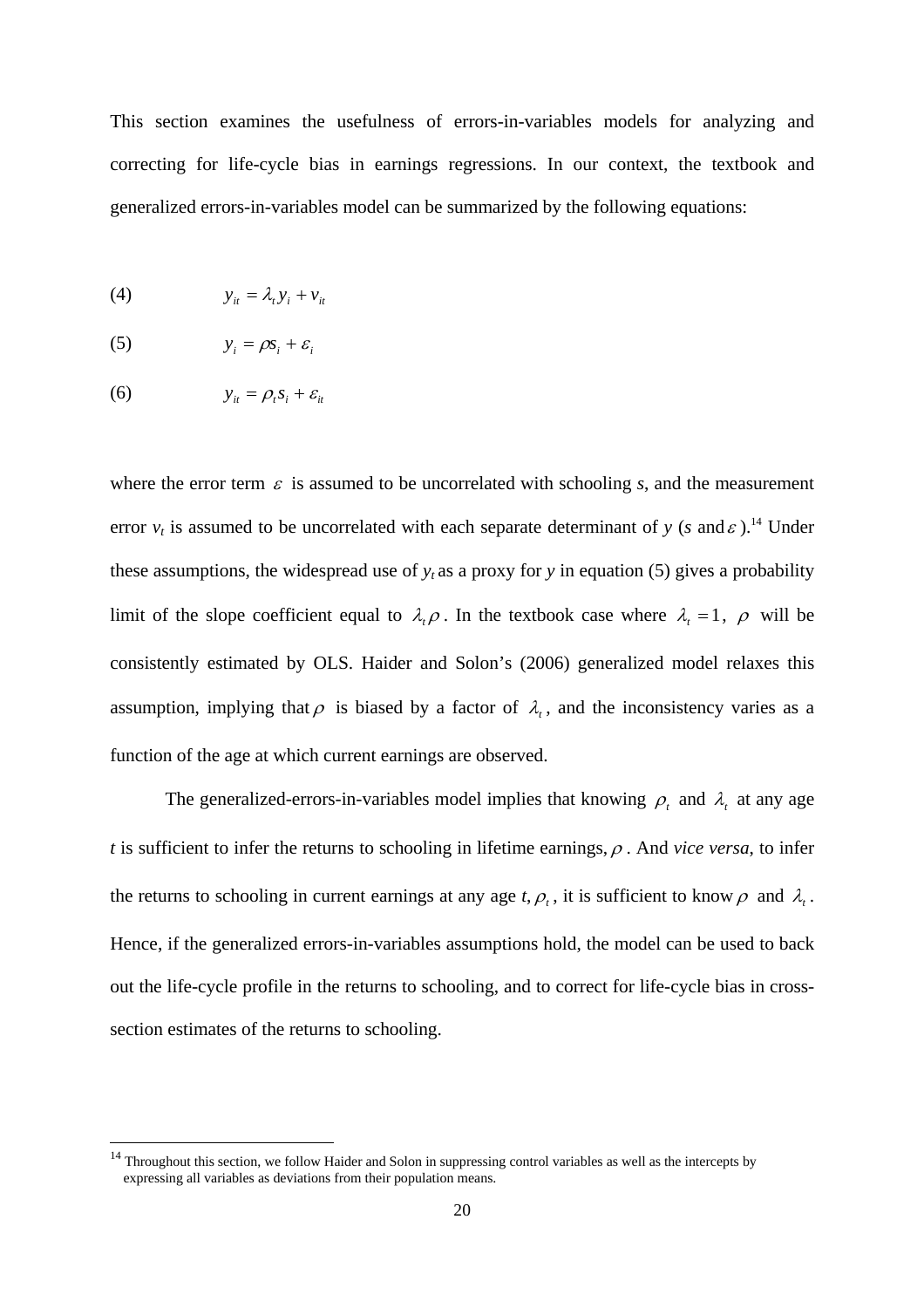This section examines the usefulness of errors-in-variables models for analyzing and correcting for life-cycle bias in earnings regressions. In our context, the textbook and generalized errors-in-variables model can be summarized by the following equations:

$$y_{it} = \lambda_t y_i + v_{it} \tag{4}$$

$$y_i = \rho s_i + \varepsilon_i \tag{5}$$

$$y_{it} = \rho_t s_i + \varepsilon_{it} \tag{6}$$

where the error term $\varepsilon$ is assumed to be uncorrelated with schooling *s*, and the measurement error $v_t$ is assumed to be uncorrelated with each separate determinant of *y* (*s* and $\varepsilon$ ).[14] Under these assumptions, the widespread use of $y_t$ as a proxy for *y* in equation (5) gives a probability limit of the slope coefficient equal to $\lambda_t \rho$. In the textbook case where $\lambda_t = 1$, $\rho$ will be consistently estimated by OLS. Haider and Solon's (2006) generalized model relaxes this assumption, implying that $\rho$ is biased by a factor of $\lambda_t$, and the inconsistency varies as a function of the age at which current earnings are observed.

The generalized-errors-in-variables model implies that knowing $\rho_t$ and $\lambda_t$ at any age *t* is sufficient to infer the returns to schooling in lifetime earnings, $\rho$. And *vice versa*, to infer the returns to schooling in current earnings at any age *t*, $\rho_t$, it is sufficient to know $\rho$ and $\lambda_t$. Hence, if the generalized errors-in-variables assumptions hold, the model can be used to back out the life-cycle profile in the returns to schooling, and to correct for life-cycle bias in cross-section estimates of the returns to schooling.

[14] Throughout this section, we follow Haider and Solon in suppressing control variables as well as the intercepts by expressing all variables as deviations from their population means.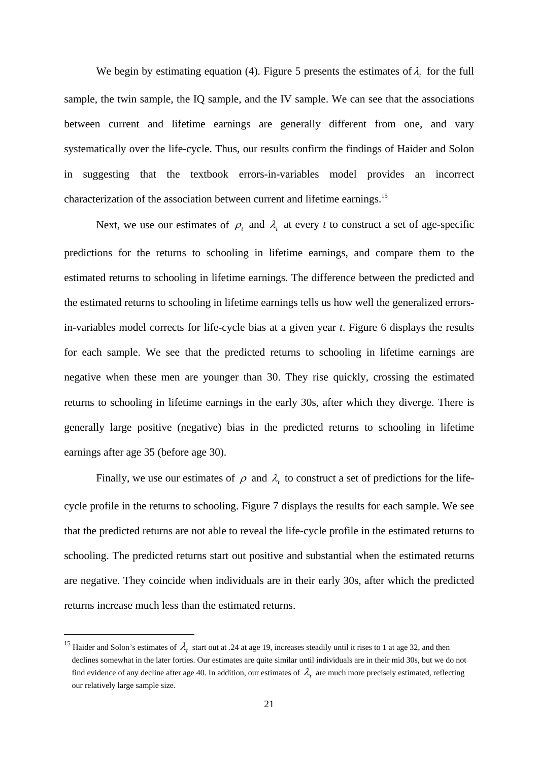We begin by estimating equation (4). Figure 5 presents the estimates of $\lambda_t$ for the full sample, the twin sample, the IQ sample, and the IV sample. We can see that the associations between current and lifetime earnings are generally different from one, and vary systematically over the life-cycle. Thus, our results confirm the findings of Haider and Solon in suggesting that the textbook errors-in-variables model provides an incorrect characterization of the association between current and lifetime earnings.[15]

Next, we use our estimates of $\rho_t$ and $\lambda_t$ at every *t* to construct a set of age-specific predictions for the returns to schooling in lifetime earnings, and compare them to the estimated returns to schooling in lifetime earnings. The difference between the predicted and the estimated returns to schooling in lifetime earnings tells us how well the generalized errors-in-variables model corrects for life-cycle bias at a given year *t*. Figure 6 displays the results for each sample. We see that the predicted returns to schooling in lifetime earnings are negative when these men are younger than 30. They rise quickly, crossing the estimated returns to schooling in lifetime earnings in the early 30s, after which they diverge. There is generally large positive (negative) bias in the predicted returns to schooling in lifetime earnings after age 35 (before age 30).

Finally, we use our estimates of $\rho$ and $\lambda_t$ to construct a set of predictions for the life-cycle profile in the returns to schooling. Figure 7 displays the results for each sample. We see that the predicted returns are not able to reveal the life-cycle profile in the estimated returns to schooling. The predicted returns start out positive and substantial when the estimated returns are negative. They coincide when individuals are in their early 30s, after which the predicted returns increase much less than the estimated returns.

---

[15] Haider and Solon's estimates of $\lambda_t$ start out at .24 at age 19, increases steadily until it rises to 1 at age 32, and then declines somewhat in the later forties. Our estimates are quite similar until individuals are in their mid 30s, but we do not find evidence of any decline after age 40. In addition, our estimates of $\lambda_t$ are much more precisely estimated, reflecting our relatively large sample size.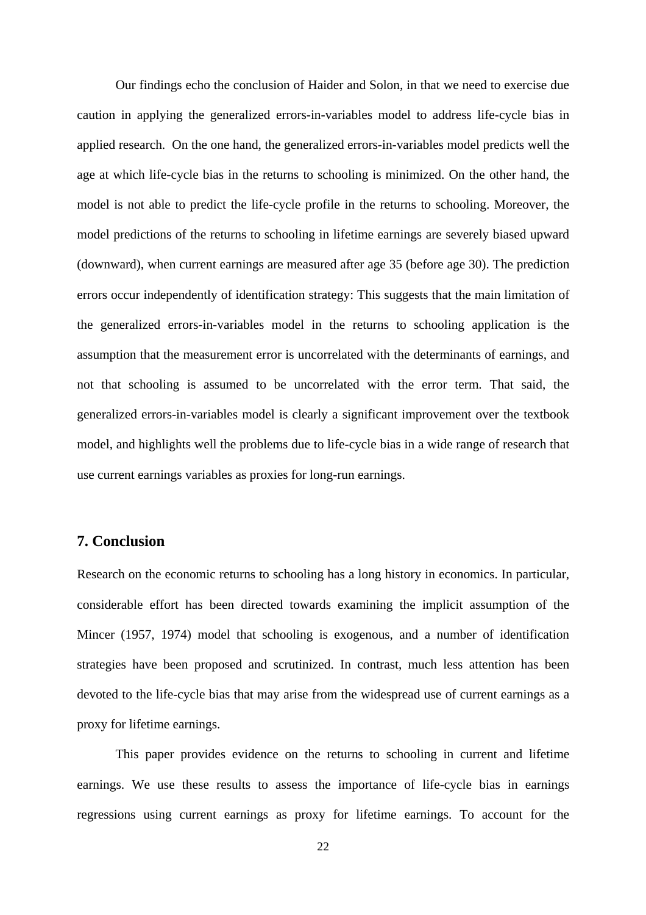Our findings echo the conclusion of Haider and Solon, in that we need to exercise due caution in applying the generalized errors-in-variables model to address life-cycle bias in applied research. On the one hand, the generalized errors-in-variables model predicts well the age at which life-cycle bias in the returns to schooling is minimized. On the other hand, the model is not able to predict the life-cycle profile in the returns to schooling. Moreover, the model predictions of the returns to schooling in lifetime earnings are severely biased upward (downward), when current earnings are measured after age 35 (before age 30). The prediction errors occur independently of identification strategy: This suggests that the main limitation of the generalized errors-in-variables model in the returns to schooling application is the assumption that the measurement error is uncorrelated with the determinants of earnings, and not that schooling is assumed to be uncorrelated with the error term. That said, the generalized errors-in-variables model is clearly a significant improvement over the textbook model, and highlights well the problems due to life-cycle bias in a wide range of research that use current earnings variables as proxies for long-run earnings.

## 7. Conclusion

Research on the economic returns to schooling has a long history in economics. In particular, considerable effort has been directed towards examining the implicit assumption of the Mincer (1957, 1974) model that schooling is exogenous, and a number of identification strategies have been proposed and scrutinized. In contrast, much less attention has been devoted to the life-cycle bias that may arise from the widespread use of current earnings as a proxy for lifetime earnings.

This paper provides evidence on the returns to schooling in current and lifetime earnings. We use these results to assess the importance of life-cycle bias in earnings regressions using current earnings as proxy for lifetime earnings. To account for the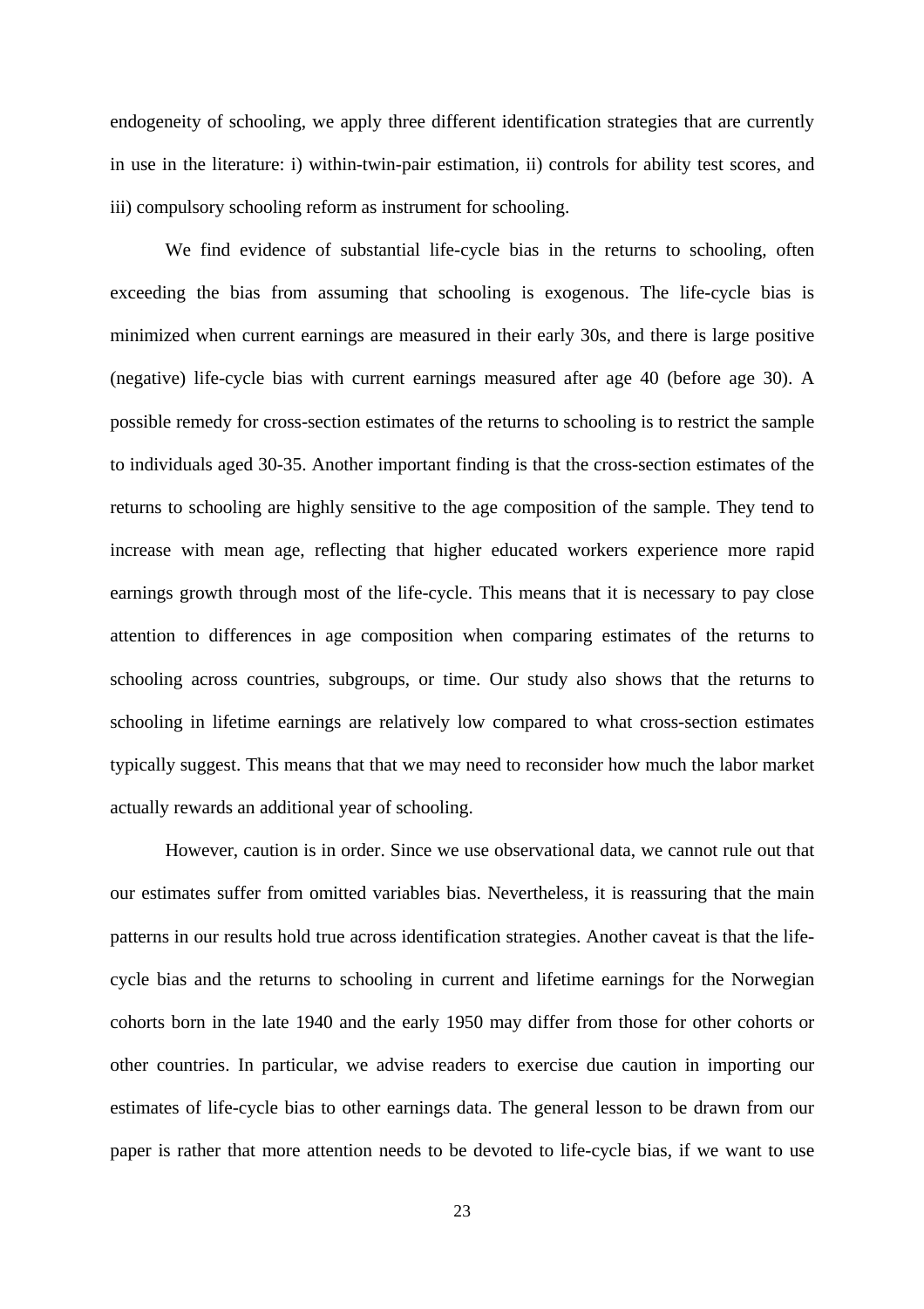endogeneity of schooling, we apply three different identification strategies that are currently in use in the literature: i) within-twin-pair estimation, ii) controls for ability test scores, and iii) compulsory schooling reform as instrument for schooling.

We find evidence of substantial life-cycle bias in the returns to schooling, often exceeding the bias from assuming that schooling is exogenous. The life-cycle bias is minimized when current earnings are measured in their early 30s, and there is large positive (negative) life-cycle bias with current earnings measured after age 40 (before age 30). A possible remedy for cross-section estimates of the returns to schooling is to restrict the sample to individuals aged 30-35. Another important finding is that the cross-section estimates of the returns to schooling are highly sensitive to the age composition of the sample. They tend to increase with mean age, reflecting that higher educated workers experience more rapid earnings growth through most of the life-cycle. This means that it is necessary to pay close attention to differences in age composition when comparing estimates of the returns to schooling across countries, subgroups, or time. Our study also shows that the returns to schooling in lifetime earnings are relatively low compared to what cross-section estimates typically suggest. This means that that we may need to reconsider how much the labor market actually rewards an additional year of schooling.

However, caution is in order. Since we use observational data, we cannot rule out that our estimates suffer from omitted variables bias. Nevertheless, it is reassuring that the main patterns in our results hold true across identification strategies. Another caveat is that the life-cycle bias and the returns to schooling in current and lifetime earnings for the Norwegian cohorts born in the late 1940 and the early 1950 may differ from those for other cohorts or other countries. In particular, we advise readers to exercise due caution in importing our estimates of life-cycle bias to other earnings data. The general lesson to be drawn from our paper is rather that more attention needs to be devoted to life-cycle bias, if we want to use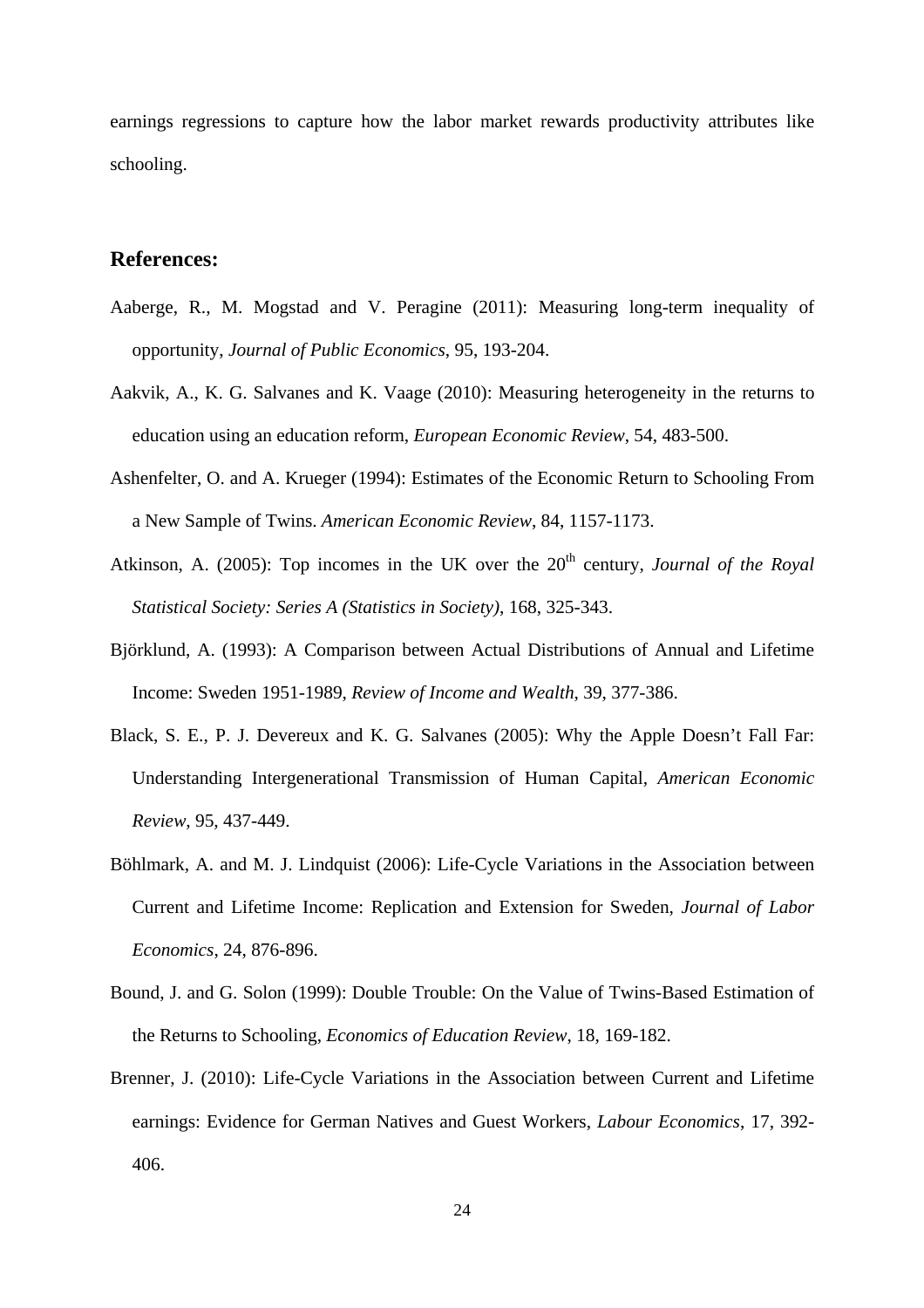earnings regressions to capture how the labor market rewards productivity attributes like schooling.

## References:

Aaberge, R., M. Mogstad and V. Peragine (2011): Measuring long-term inequality of opportunity, *Journal of Public Economics*, 95, 193-204.

Aakvik, A., K. G. Salvanes and K. Vaage (2010): Measuring heterogeneity in the returns to education using an education reform, *European Economic Review*, 54, 483-500.

Ashenfelter, O. and A. Krueger (1994): Estimates of the Economic Return to Schooling From a New Sample of Twins. *American Economic Review*, 84, 1157-1173.

Atkinson, A. (2005): Top incomes in the UK over the 20th century, *Journal of the Royal Statistical Society: Series A (Statistics in Society)*, 168, 325-343.

Björklund, A. (1993): A Comparison between Actual Distributions of Annual and Lifetime Income: Sweden 1951-1989, *Review of Income and Wealth*, 39, 377-386.

Black, S. E., P. J. Devereux and K. G. Salvanes (2005): Why the Apple Doesn't Fall Far: Understanding Intergenerational Transmission of Human Capital, *American Economic Review*, 95, 437-449.

Böhlmark, A. and M. J. Lindquist (2006): Life-Cycle Variations in the Association between Current and Lifetime Income: Replication and Extension for Sweden, *Journal of Labor Economics*, 24, 876-896.

Bound, J. and G. Solon (1999): Double Trouble: On the Value of Twins-Based Estimation of the Returns to Schooling, *Economics of Education Review*, 18, 169-182.

Brenner, J. (2010): Life-Cycle Variations in the Association between Current and Lifetime earnings: Evidence for German Natives and Guest Workers, *Labour Economics*, 17, 392-406.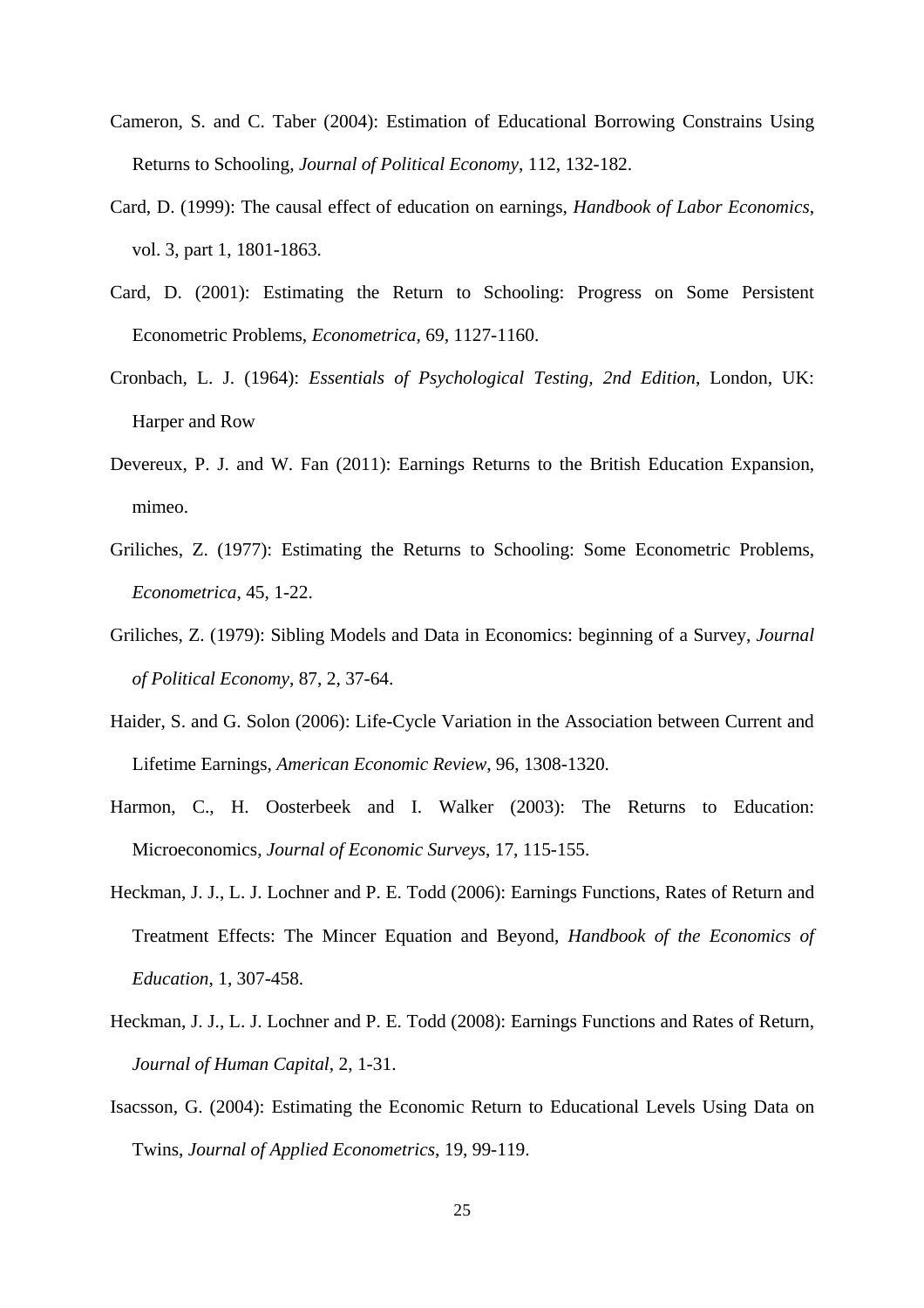Cameron, S. and C. Taber (2004): Estimation of Educational Borrowing Constrains Using Returns to Schooling, *Journal of Political Economy*, 112, 132-182.

Card, D. (1999): The causal effect of education on earnings, *Handbook of Labor Economics*, vol. 3, part 1, 1801-1863.

Card, D. (2001): Estimating the Return to Schooling: Progress on Some Persistent Econometric Problems, *Econometrica*, 69, 1127-1160.

Cronbach, L. J. (1964): *Essentials of Psychological Testing, 2nd Edition*, London, UK: Harper and Row

Devereux, P. J. and W. Fan (2011): Earnings Returns to the British Education Expansion, mimeo.

Griliches, Z. (1977): Estimating the Returns to Schooling: Some Econometric Problems, *Econometrica*, 45, 1-22.

Griliches, Z. (1979): Sibling Models and Data in Economics: beginning of a Survey, *Journal of Political Economy*, 87, 2, 37-64.

Haider, S. and G. Solon (2006): Life-Cycle Variation in the Association between Current and Lifetime Earnings, *American Economic Review*, 96, 1308-1320.

Harmon, C., H. Oosterbeek and I. Walker (2003): The Returns to Education: Microeconomics, *Journal of Economic Surveys*, 17, 115-155.

Heckman, J. J., L. J. Lochner and P. E. Todd (2006): Earnings Functions, Rates of Return and Treatment Effects: The Mincer Equation and Beyond, *Handbook of the Economics of Education*, 1, 307-458.

Heckman, J. J., L. J. Lochner and P. E. Todd (2008): Earnings Functions and Rates of Return, *Journal of Human Capital*, 2, 1-31.

Isacsson, G. (2004): Estimating the Economic Return to Educational Levels Using Data on Twins, *Journal of Applied Econometrics*, 19, 99-119.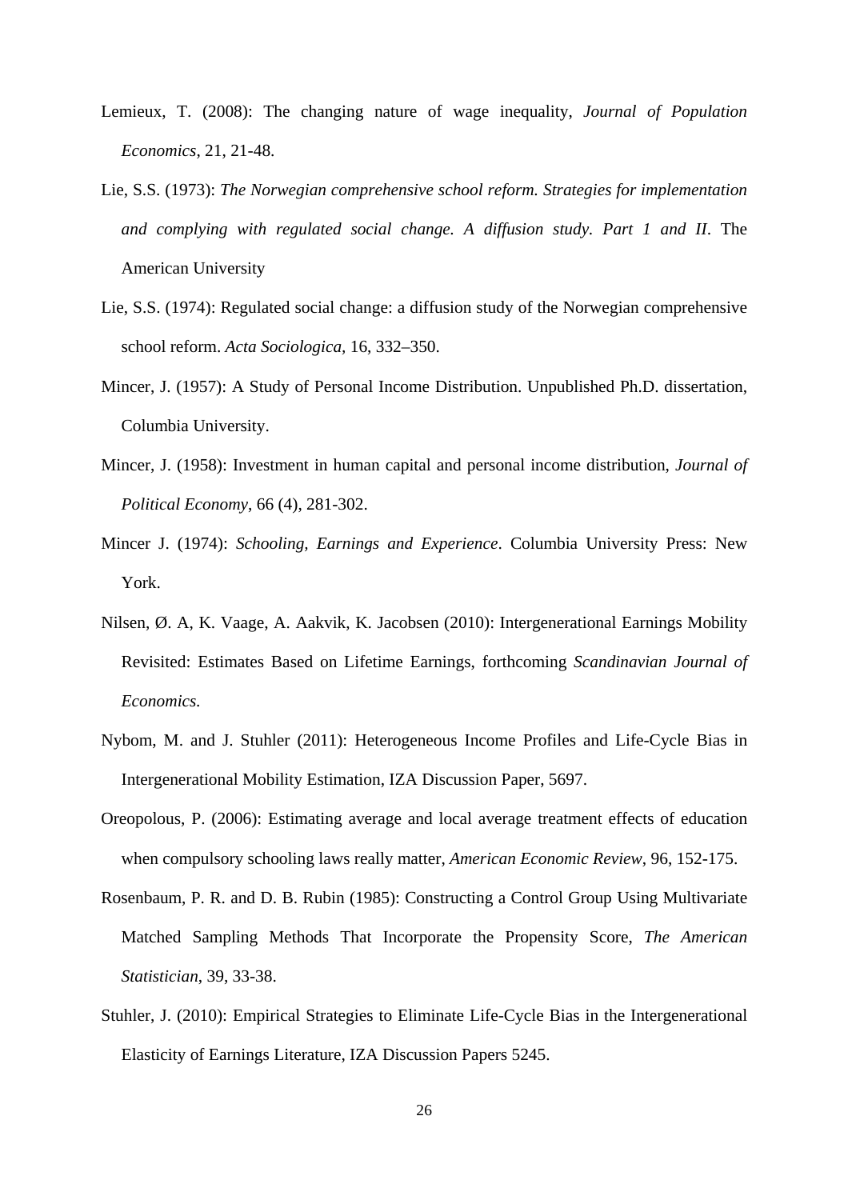Lemieux, T. (2008): The changing nature of wage inequality, *Journal of Population Economics*, 21, 21-48.

Lie, S.S. (1973): *The Norwegian comprehensive school reform. Strategies for implementation and complying with regulated social change. A diffusion study. Part 1 and II*. The American University

Lie, S.S. (1974): Regulated social change: a diffusion study of the Norwegian comprehensive school reform. *Acta Sociologica,* 16, 332–350.

Mincer, J. (1957): A Study of Personal Income Distribution. Unpublished Ph.D. dissertation, Columbia University.

Mincer, J. (1958): Investment in human capital and personal income distribution, *Journal of Political Economy*, 66 (4), 281-302.

Mincer J. (1974): *Schooling, Earnings and Experience*. Columbia University Press: New York.

Nilsen, Ø. A, K. Vaage, A. Aakvik, K. Jacobsen (2010): Intergenerational Earnings Mobility Revisited: Estimates Based on Lifetime Earnings, forthcoming *Scandinavian Journal of Economics.*

Nybom, M. and J. Stuhler (2011): Heterogeneous Income Profiles and Life-Cycle Bias in Intergenerational Mobility Estimation, IZA Discussion Paper, 5697.

Oreopolous, P. (2006): Estimating average and local average treatment effects of education when compulsory schooling laws really matter, *American Economic Review*, 96, 152-175.

Rosenbaum, P. R. and D. B. Rubin (1985): Constructing a Control Group Using Multivariate Matched Sampling Methods That Incorporate the Propensity Score, *The American Statistician*, 39, 33-38.

Stuhler, J. (2010): Empirical Strategies to Eliminate Life-Cycle Bias in the Intergenerational Elasticity of Earnings Literature, IZA Discussion Papers 5245.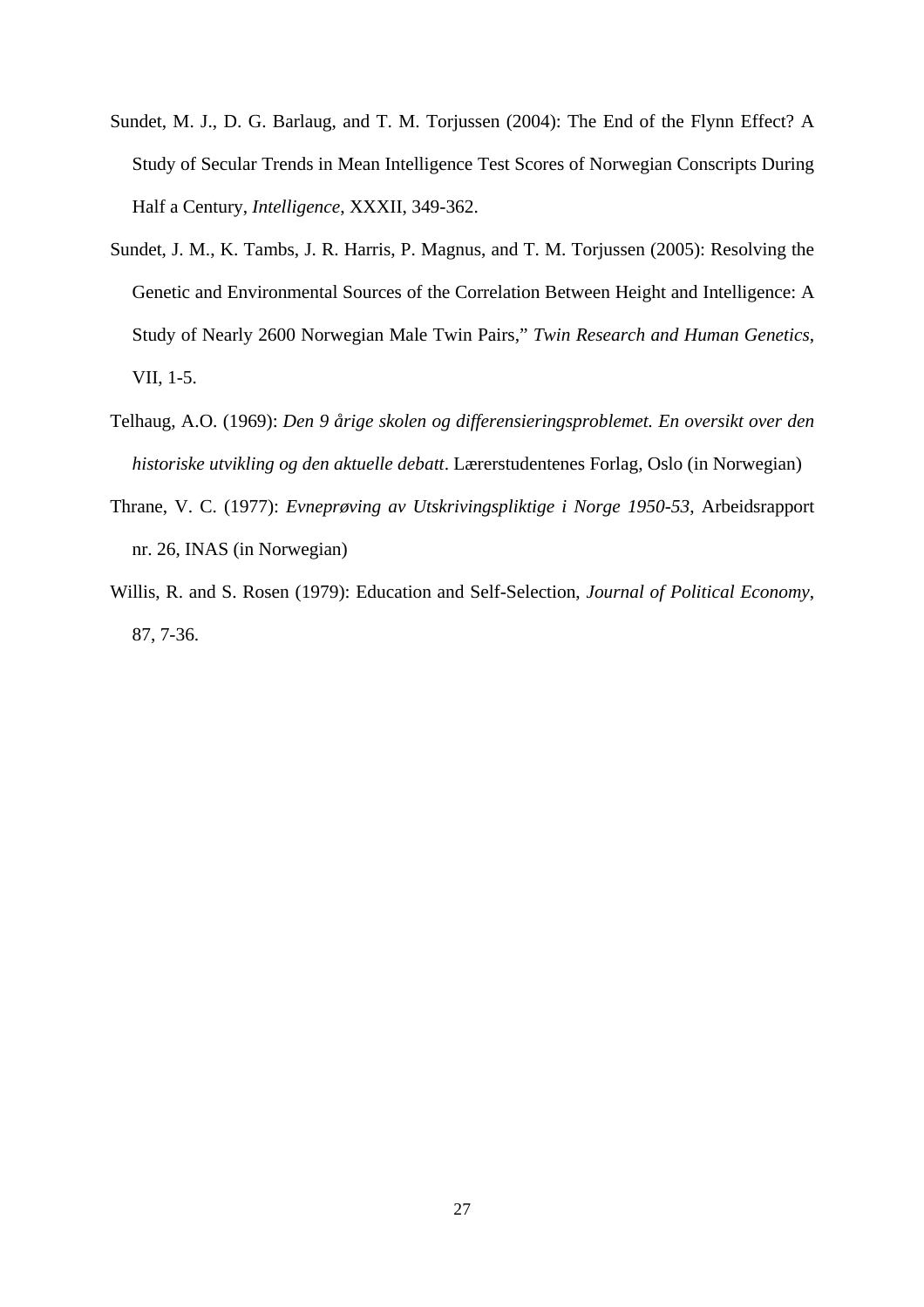Sundet, M. J., D. G. Barlaug, and T. M. Torjussen (2004): The End of the Flynn Effect? A Study of Secular Trends in Mean Intelligence Test Scores of Norwegian Conscripts During Half a Century, *Intelligence*, XXXII, 349-362.

Sundet, J. M., K. Tambs, J. R. Harris, P. Magnus, and T. M. Torjussen (2005): Resolving the Genetic and Environmental Sources of the Correlation Between Height and Intelligence: A Study of Nearly 2600 Norwegian Male Twin Pairs," *Twin Research and Human Genetics*, VII, 1-5.

Telhaug, A.O. (1969): *Den 9 årige skolen og differensieringsproblemet. En oversikt over den historiske utvikling og den aktuelle debatt*. Lærerstudentenes Forlag, Oslo (in Norwegian)

Thrane, V. C. (1977): *Evneprøving av Utskrivingspliktige i Norge 1950-53*, Arbeidsrapport nr. 26, INAS (in Norwegian)

Willis, R. and S. Rosen (1979): Education and Self-Selection, *Journal of Political Economy*, 87, 7-36.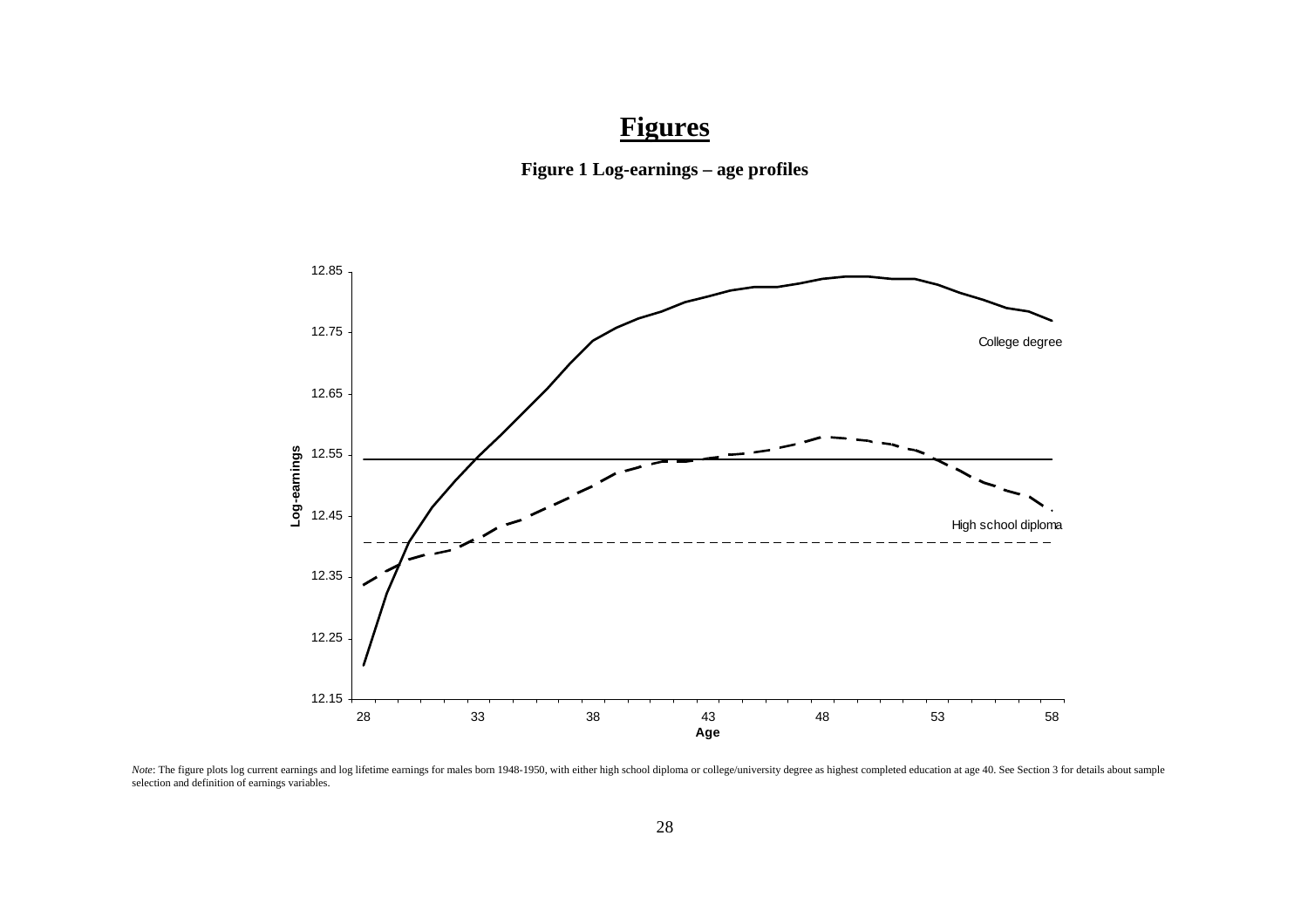# Figures

**Figure 1 Log-earnings – age profiles**

*Note*: The figure plots log current earnings and log lifetime earnings for males born 1948-1950, with either high school diploma or college/university degree as highest completed education at age 40. See Section 3 for details about sample selection and definition of earnings variables.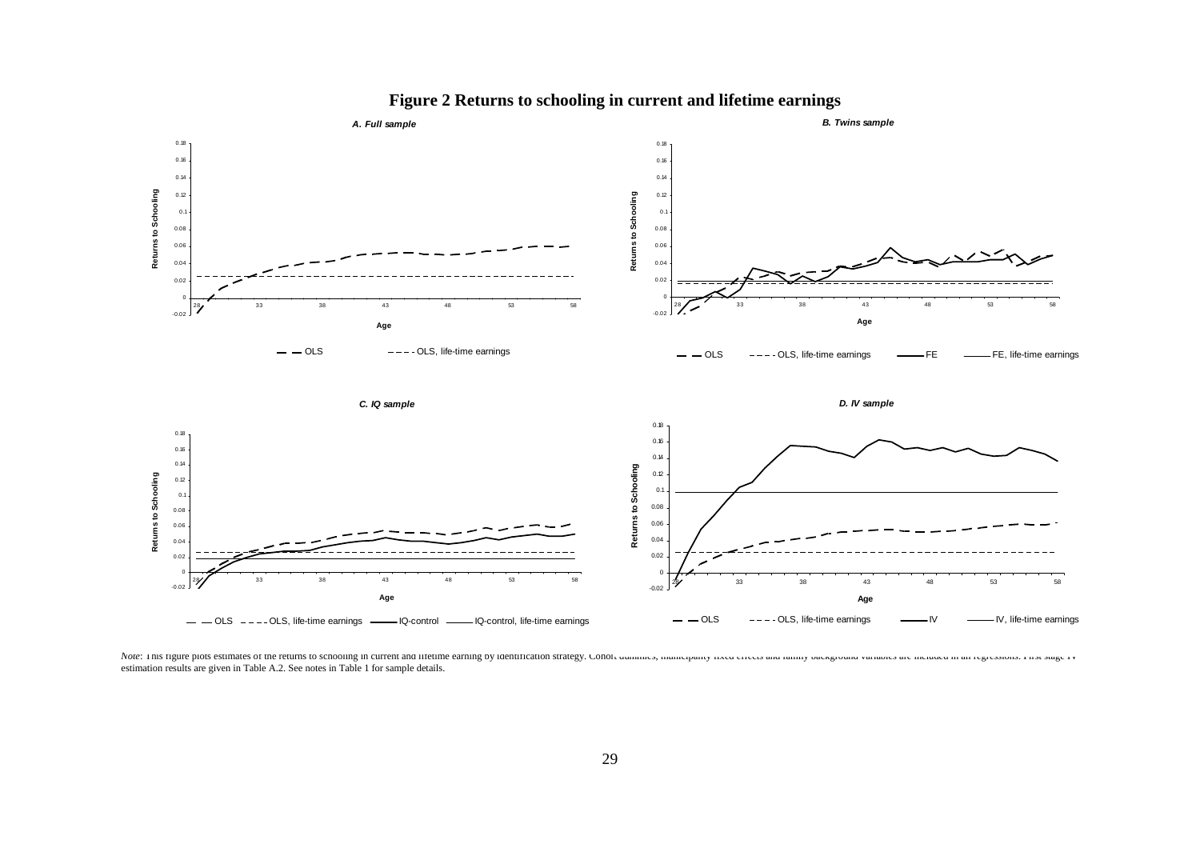# Figure 2 Returns to schooling in current and lifetime earnings

*A. Full sample*

*B. Twins sample*

*C. IQ sample*

*D. IV sample*

*Note*: This figure plots estimates of the returns to schooling in current and lifetime earning by identification strategy. Cohort dummies, municipality fixed effects and family background variables are included in all regressions. First stage IV estimation results are given in Table A.2. See notes in Table 1 for sample details.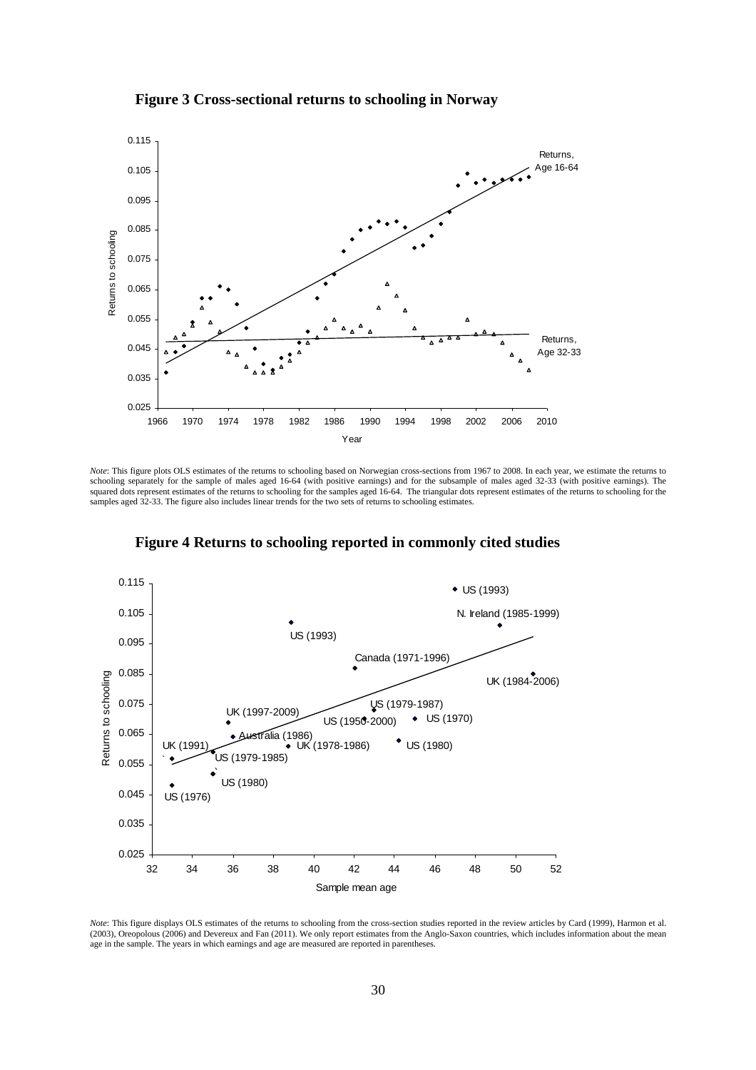**Figure 3 Cross-sectional returns to schooling in Norway**

*Note*: This figure plots OLS estimates of the returns to schooling based on Norwegian cross-sections from 1967 to 2008. In each year, we estimate the returns to schooling separately for the sample of males aged 16-64 (with positive earnings) and for the subsample of males aged 32-33 (with positive earnings). The squared dots represent estimates of the returns to schooling for the samples aged 16-64. The triangular dots represent estimates of the returns to schooling for the samples aged 32-33. The figure also includes linear trends for the two sets of returns to schooling estimates.

**Figure 4 Returns to schooling reported in commonly cited studies**

*Note*: This figure displays OLS estimates of the returns to schooling from the cross-section studies reported in the review articles by Card (1999), Harmon et al. (2003), Oreopolous (2006) and Devereux and Fan (2011). We only report estimates from the Anglo-Saxon countries, which includes information about the mean age in the sample. The years in which earnings and age are measured are reported in parentheses.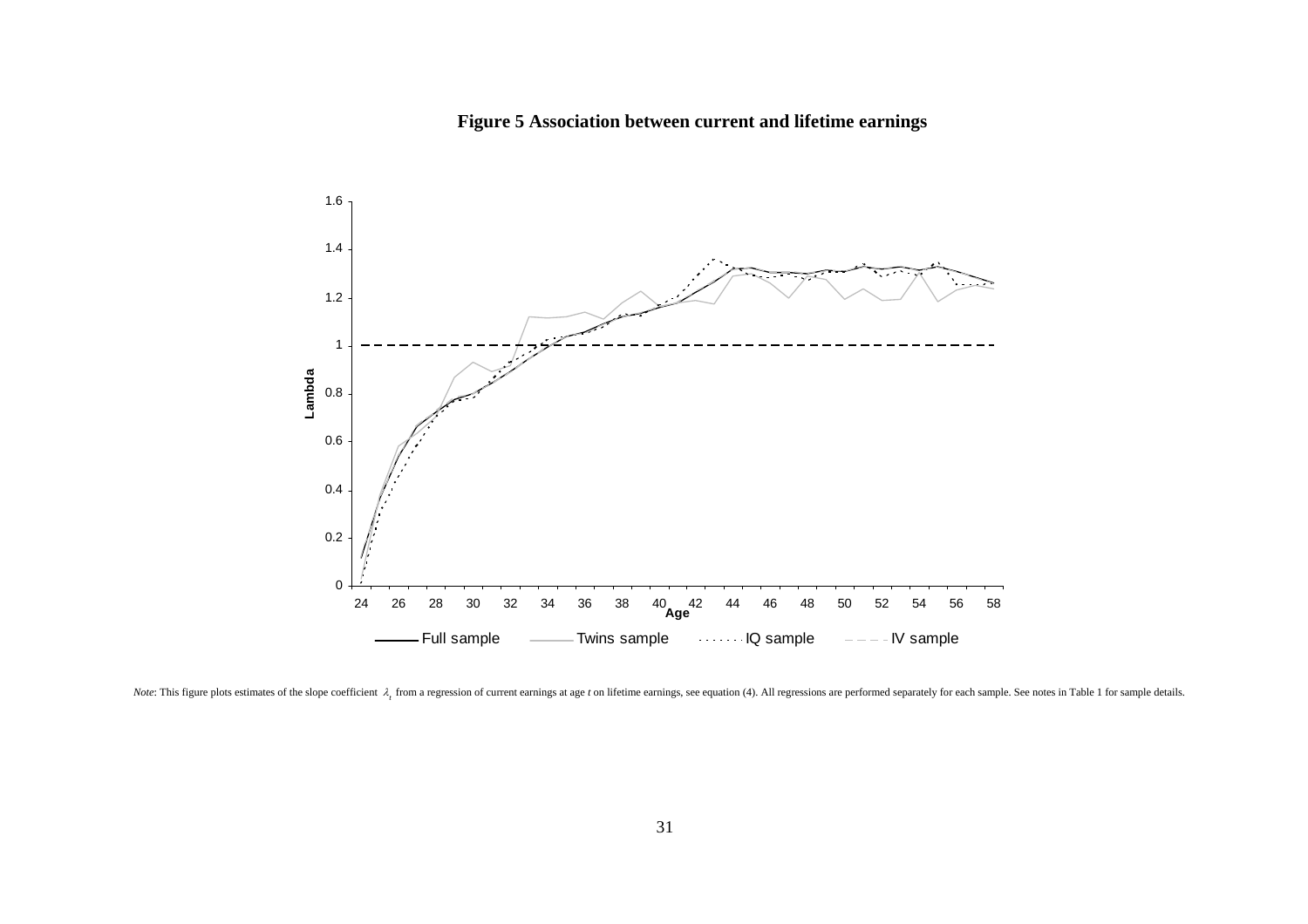**Figure 5 Association between current and lifetime earnings**

*Note*: This figure plots estimates of the slope coefficient $\lambda_t$ from a regression of current earnings at age *t* on lifetime earnings, see equation (4). All regressions are performed separately for each sample. See notes in Table 1 for sample details.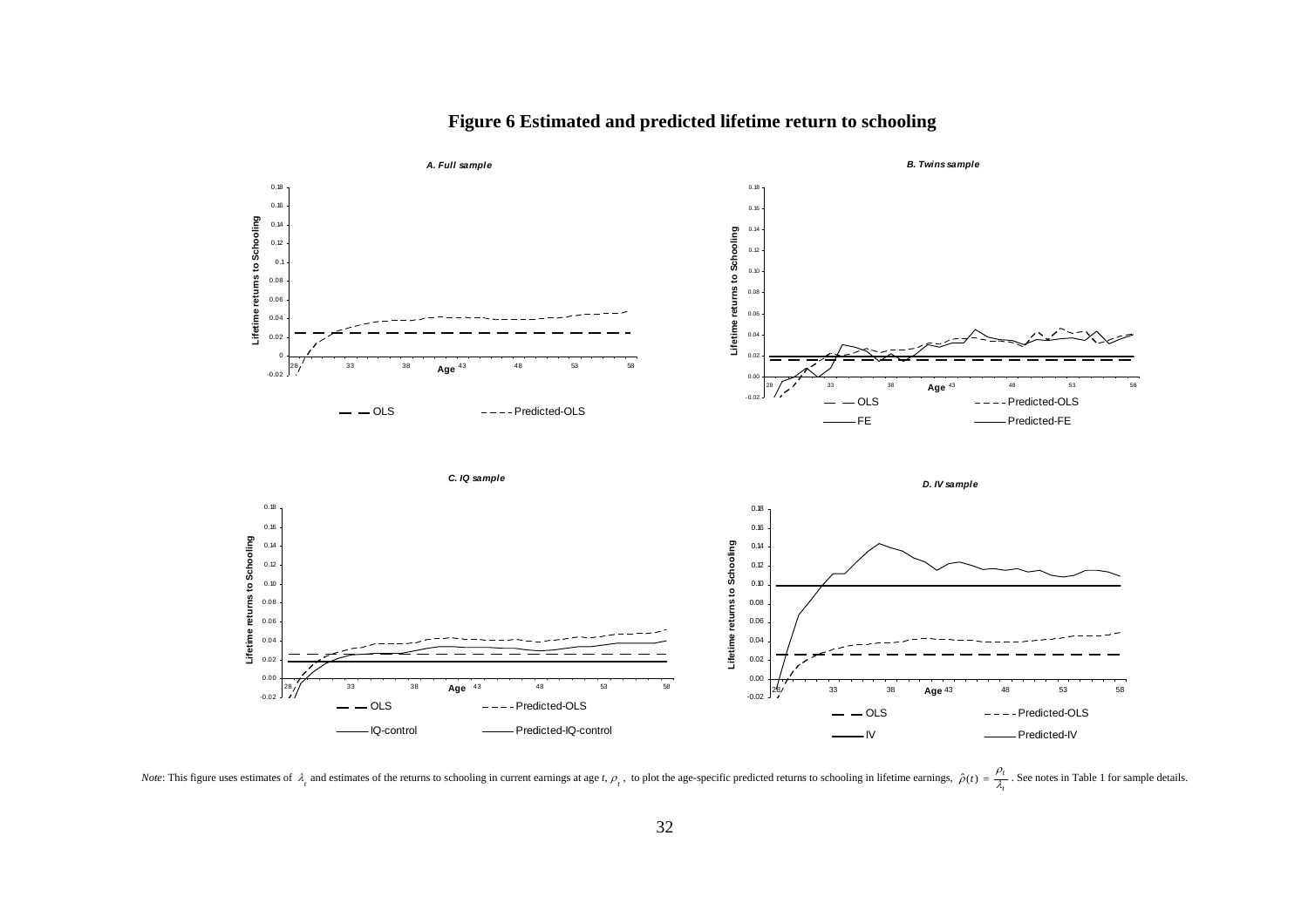# Figure 6 Estimated and predicted lifetime return to schooling

*A. Full sample*

*B. Twins sample*

*C. IQ sample*

*D. IV sample*

*Note*: This figure uses estimates of $\lambda_t$ and estimates of the returns to schooling in current earnings at age *t*, $\rho_t$, to plot the age-specific predicted returns to schooling in lifetime earnings, $\hat{\rho}(t) = \frac{\rho_t}{\lambda_t}$. See notes in Table 1 for sample details.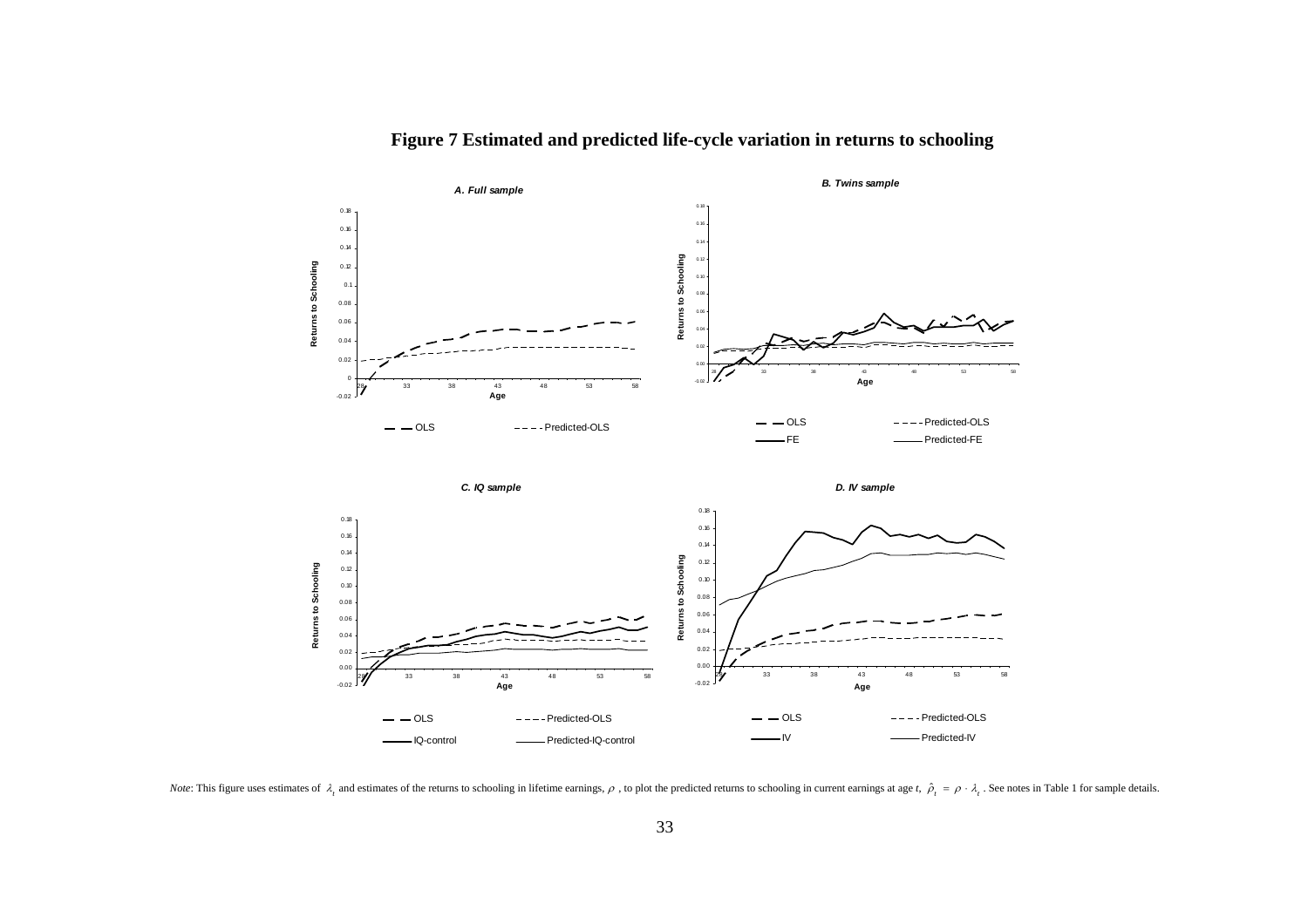# Figure 7 Estimated and predicted life-cycle variation in returns to schooling

*A. Full sample*

*B. Twins sample*

*C. IQ sample*

*D. IV sample*

*Note*: This figure uses estimates of $\lambda_t$ and estimates of the returns to schooling in lifetime earnings, $\rho$, to plot the predicted returns to schooling in current earnings at age $t$, $\hat{\rho}_t = \rho \cdot \lambda_t$. See notes in Table 1 for sample details.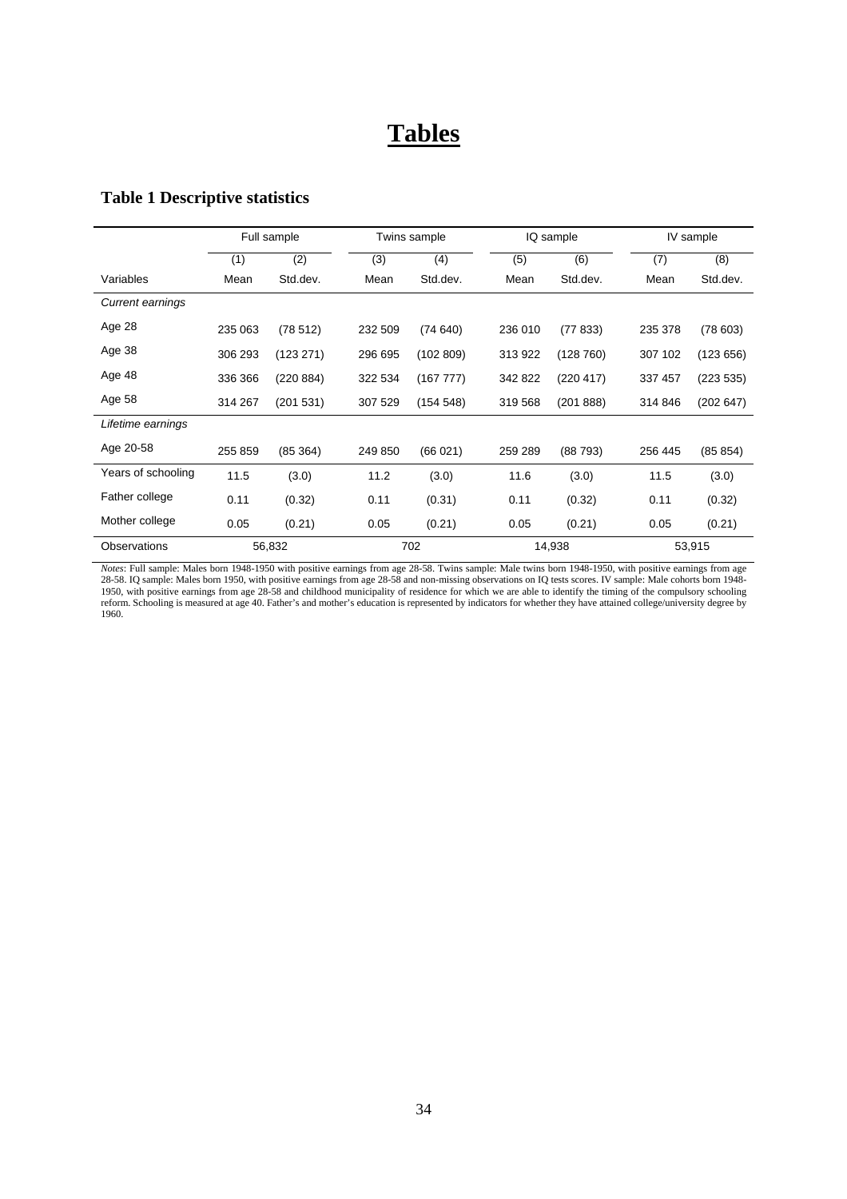# Tables

## Table 1 Descriptive statistics

| | Full sample | | Twins sample | | IQ sample | | IV sample | |
|---|---|---|---|---|---|---|---|---|
| | (1) | (2) | (3) | (4) | (5) | (6) | (7) | (8) |
| Variables | Mean | Std.dev. | Mean | Std.dev. | Mean | Std.dev. | Mean | Std.dev. |
| *Current earnings* | | | | | | | | |
| Age 28 | 235 063 | (78 512) | 232 509 | (74 640) | 236 010 | (77 833) | 235 378 | (78 603) |
| Age 38 | 306 293 | (123 271) | 296 695 | (102 809) | 313 922 | (128 760) | 307 102 | (123 656) |
| Age 48 | 336 366 | (220 884) | 322 534 | (167 777) | 342 822 | (220 417) | 337 457 | (223 535) |
| Age 58 | 314 267 | (201 531) | 307 529 | (154 548) | 319 568 | (201 888) | 314 846 | (202 647) |
| *Lifetime earnings* | | | | | | | | |
| Age 20-58 | 255 859 | (85 364) | 249 850 | (66 021) | 259 289 | (88 793) | 256 445 | (85 854) |
| Years of schooling | 11.5 | (3.0) | 11.2 | (3.0) | 11.6 | (3.0) | 11.5 | (3.0) |
| Father college | 0.11 | (0.32) | 0.11 | (0.31) | 0.11 | (0.32) | 0.11 | (0.32) |
| Mother college | 0.05 | (0.21) | 0.05 | (0.21) | 0.05 | (0.21) | 0.05 | (0.21) |
| Observations | 56,832 | | 702 | | 14,938 | | 53,915 | |

*Notes*: Full sample: Males born 1948-1950 with positive earnings from age 28-58. Twins sample: Male twins born 1948-1950, with positive earnings from age 28-58. IQ sample: Males born 1950, with positive earnings from age 28-58 and non-missing observations on IQ tests scores. IV sample: Male cohorts born 1948-1950, with positive earnings from age 28-58 and childhood municipality of residence for which we are able to identify the timing of the compulsory schooling reform. Schooling is measured at age 40. Father's and mother's education is represented by indicators for whether they have attained college/university degree by 1960.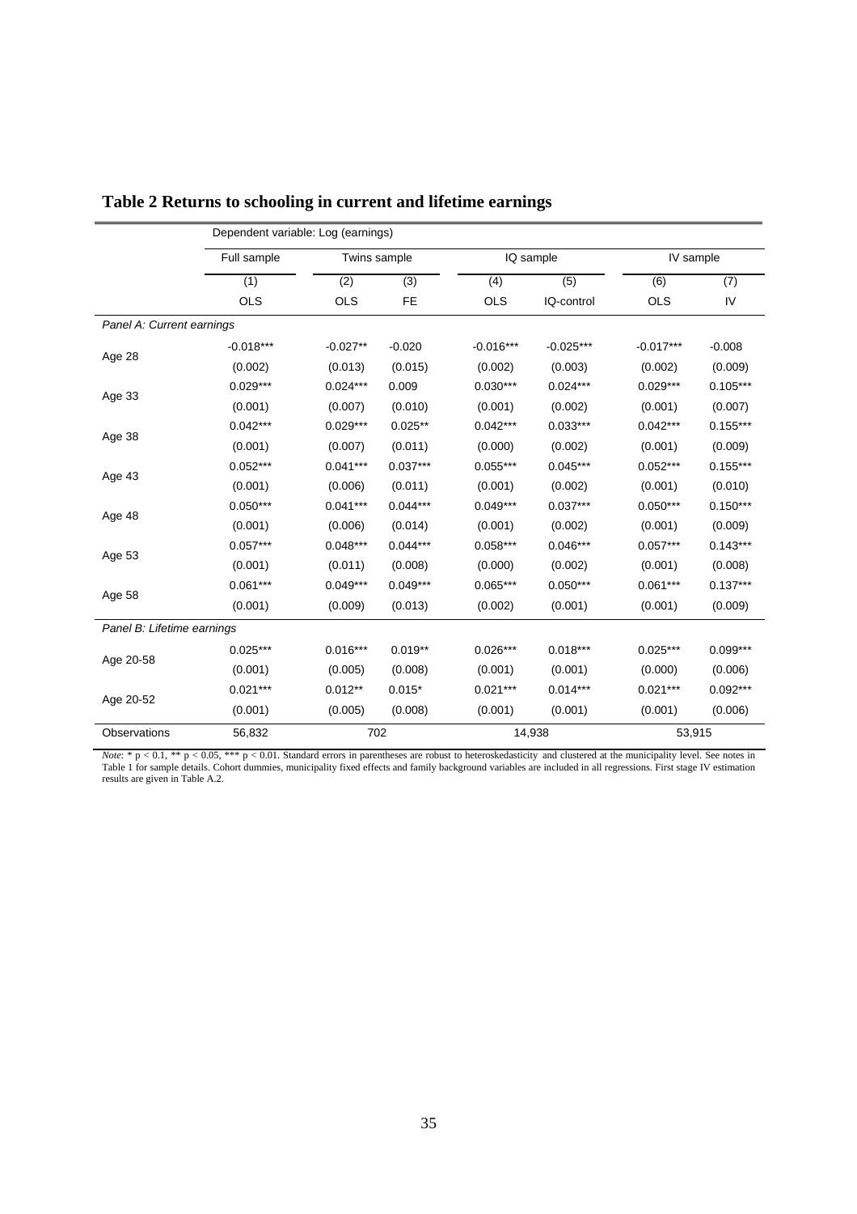# Table 2 Returns to schooling in current and lifetime earnings

| | Dependent variable: Log (earnings) | | | | | | |
|---|---|---|---|---|---|---|---|
| | Full sample | Twins sample | | IQ sample | | IV sample | |
| | (1) | (2) | (3) | (4) | (5) | (6) | (7) |
| | OLS | OLS | FE | OLS | IQ-control | OLS | IV |
| *Panel A: Current earnings* | | | | | | | |
| Age 28 | -0.018*** | -0.027** | -0.020 | -0.016*** | -0.025*** | -0.017*** | -0.008 |
| | (0.002) | (0.013) | (0.015) | (0.002) | (0.003) | (0.002) | (0.009) |
| Age 33 | 0.029*** | 0.024*** | 0.009 | 0.030*** | 0.024*** | 0.029*** | 0.105*** |
| | (0.001) | (0.007) | (0.010) | (0.001) | (0.002) | (0.001) | (0.007) |
| Age 38 | 0.042*** | 0.029*** | 0.025** | 0.042*** | 0.033*** | 0.042*** | 0.155*** |
| | (0.001) | (0.007) | (0.011) | (0.000) | (0.002) | (0.001) | (0.009) |
| Age 43 | 0.052*** | 0.041*** | 0.037*** | 0.055*** | 0.045*** | 0.052*** | 0.155*** |
| | (0.001) | (0.006) | (0.011) | (0.001) | (0.002) | (0.001) | (0.010) |
| Age 48 | 0.050*** | 0.041*** | 0.044*** | 0.049*** | 0.037*** | 0.050*** | 0.150*** |
| | (0.001) | (0.006) | (0.014) | (0.001) | (0.002) | (0.001) | (0.009) |
| Age 53 | 0.057*** | 0.048*** | 0.044*** | 0.058*** | 0.046*** | 0.057*** | 0.143*** |
| | (0.001) | (0.011) | (0.008) | (0.000) | (0.002) | (0.001) | (0.008) |
| Age 58 | 0.061*** | 0.049*** | 0.049*** | 0.065*** | 0.050*** | 0.061*** | 0.137*** |
| | (0.001) | (0.009) | (0.013) | (0.002) | (0.001) | (0.001) | (0.009) |
| *Panel B: Lifetime earnings* | | | | | | | |
| Age 20-58 | 0.025*** | 0.016*** | 0.019** | 0.026*** | 0.018*** | 0.025*** | 0.099*** |
| | (0.001) | (0.005) | (0.008) | (0.001) | (0.001) | (0.000) | (0.006) |
| Age 20-52 | 0.021*** | 0.012** | 0.015* | 0.021*** | 0.014*** | 0.021*** | 0.092*** |
| | (0.001) | (0.005) | (0.008) | (0.001) | (0.001) | (0.001) | (0.006) |
| Observations | 56,832 | 702 | | 14,938 | | 53,915 | |

*Note*: * $p < 0.1$, ** $p < 0.05$, *** $p < 0.01$. Standard errors in parentheses are robust to heteroskedasticity and clustered at the municipality level. See notes in Table 1 for sample details. Cohort dummies, municipality fixed effects and family background variables are included in all regressions. First stage IV estimation results are given in Table A.2.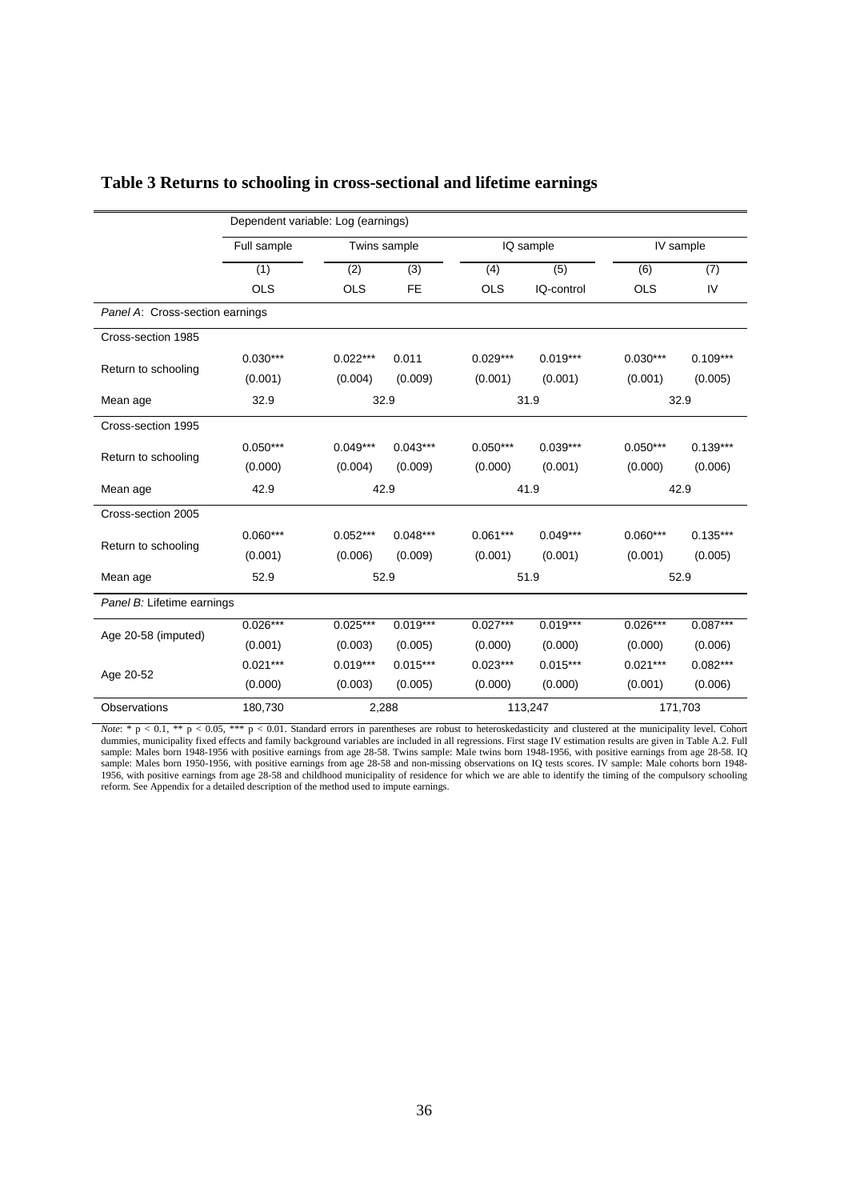**Table 3 Returns to schooling in cross-sectional and lifetime earnings**

| | Dependent variable: Log (earnings) | | | | | | |
|---|---|---|---|---|---|---|---|
| | Full sample | Twins sample | | IQ sample | | IV sample | |
| | (1) | (2) | (3) | (4) | (5) | (6) | (7) |
| | OLS | OLS | FE | OLS | IQ-control | OLS | IV |
| *Panel A*: Cross-section earnings | | | | | | | |
| Cross-section 1985 | | | | | | | |
| Return to schooling | 0.030*** | 0.022*** | 0.011 | 0.029*** | 0.019*** | 0.030*** | 0.109*** |
| | (0.001) | (0.004) | (0.009) | (0.001) | (0.001) | (0.001) | (0.005) |
| Mean age | 32.9 | 32.9 | | 31.9 | | 32.9 | |
| Cross-section 1995 | | | | | | | |
| Return to schooling | 0.050*** | 0.049*** | 0.043*** | 0.050*** | 0.039*** | 0.050*** | 0.139*** |
| | (0.000) | (0.004) | (0.009) | (0.000) | (0.001) | (0.000) | (0.006) |
| Mean age | 42.9 | 42.9 | | 41.9 | | 42.9 | |
| Cross-section 2005 | | | | | | | |
| Return to schooling | 0.060*** | 0.052*** | 0.048*** | 0.061*** | 0.049*** | 0.060*** | 0.135*** |
| | (0.001) | (0.006) | (0.009) | (0.001) | (0.001) | (0.001) | (0.005) |
| Mean age | 52.9 | 52.9 | | 51.9 | | 52.9 | |
| *Panel B:* Lifetime earnings | | | | | | | |
| Age 20-58 (imputed) | 0.026*** | 0.025*** | 0.019*** | 0.027*** | 0.019*** | 0.026*** | 0.087*** |
| | (0.001) | (0.003) | (0.005) | (0.000) | (0.000) | (0.000) | (0.006) |
| Age 20-52 | 0.021*** | 0.019*** | 0.015*** | 0.023*** | 0.015*** | 0.021*** | 0.082*** |
| | (0.000) | (0.003) | (0.005) | (0.000) | (0.000) | (0.001) | (0.006) |
| Observations | 180,730 | 2,288 | | 113,247 | | 171,703 | |

*Note*: * $p < 0.1$, ** $p < 0.05$, *** $p < 0.01$. Standard errors in parentheses are robust to heteroskedasticity and clustered at the municipality level. Cohort dummies, municipality fixed effects and family background variables are included in all regressions. First stage IV estimation results are given in Table A.2. Full sample: Males born 1948-1956 with positive earnings from age 28-58. Twins sample: Male twins born 1948-1956, with positive earnings from age 28-58. IQ sample: Males born 1950-1956, with positive earnings from age 28-58 and non-missing observations on IQ tests scores. IV sample: Male cohorts born 1948-1956, with positive earnings from age 28-58 and childhood municipality of residence for which we are able to identify the timing of the compulsory schooling reform. See Appendix for a detailed description of the method used to impute earnings.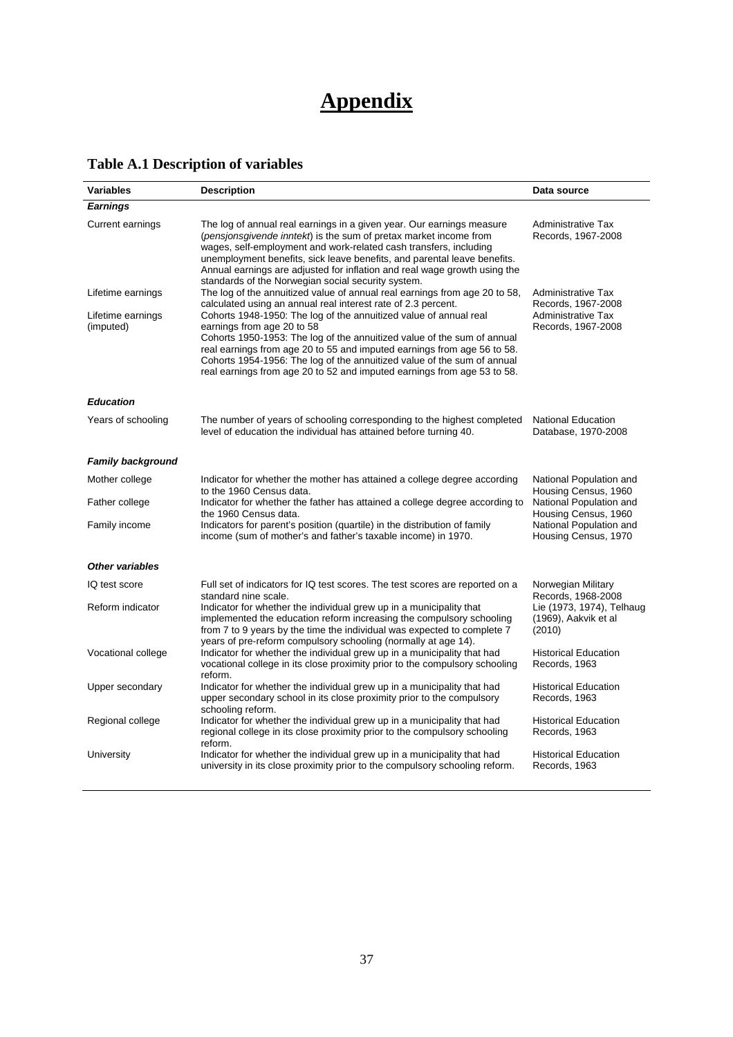# Appendix

## Table A.1 Description of variables

| Variables | Description | Data source |
|---|---|---|
| ***Earnings*** | | |
| Current earnings | The log of annual real earnings in a given year. Our earnings measure (*pensjonsgivende inntekt*) is the sum of pretax market income from wages, self-employment and work-related cash transfers, including unemployment benefits, sick leave benefits, and parental leave benefits. Annual earnings are adjusted for inflation and real wage growth using the standards of the Norwegian social security system. | Administrative Tax Records, 1967-2008 |
| Lifetime earnings | The log of the annuitized value of annual real earnings from age 20 to 58, calculated using an annual real interest rate of 2.3 percent. | Administrative Tax Records, 1967-2008 |
| Lifetime earnings (imputed) | Cohorts 1948-1950: The log of the annuitized value of annual real earnings from age 20 to 58<br>Cohorts 1950-1953: The log of the annuitized value of the sum of annual real earnings from age 20 to 55 and imputed earnings from age 56 to 58.<br>Cohorts 1954-1956: The log of the annuitized value of the sum of annual real earnings from age 20 to 52 and imputed earnings from age 53 to 58. | Administrative Tax Records, 1967-2008 |
| ***Education*** | | |
| Years of schooling | The number of years of schooling corresponding to the highest completed level of education the individual has attained before turning 40. | National Education Database, 1970-2008 |
| ***Family background*** | | |
| Mother college | Indicator for whether the mother has attained a college degree according to the 1960 Census data. | National Population and Housing Census, 1960 |
| Father college | Indicator for whether the father has attained a college degree according to the 1960 Census data. | National Population and Housing Census, 1960 |
| Family income | Indicators for parent's position (quartile) in the distribution of family income (sum of mother's and father's taxable income) in 1970. | National Population and Housing Census, 1970 |
| ***Other variables*** | | |
| IQ test score | Full set of indicators for IQ test scores. The test scores are reported on a standard nine scale. | Norwegian Military Records, 1968-2008 |
| Reform indicator | Indicator for whether the individual grew up in a municipality that implemented the education reform increasing the compulsory schooling from 7 to 9 years by the time the individual was expected to complete 7 years of pre-reform compulsory schooling (normally at age 14). | Lie (1973, 1974), Telhaug (1969), Aakvik et al (2010) |
| Vocational college | Indicator for whether the individual grew up in a municipality that had vocational college in its close proximity prior to the compulsory schooling reform. | Historical Education Records, 1963 |
| Upper secondary | Indicator for whether the individual grew up in a municipality that had upper secondary school in its close proximity prior to the compulsory schooling reform. | Historical Education Records, 1963 |
| Regional college | Indicator for whether the individual grew up in a municipality that had regional college in its close proximity prior to the compulsory schooling reform. | Historical Education Records, 1963 |
| University | Indicator for whether the individual grew up in a municipality that had university in its close proximity prior to the compulsory schooling reform. | Historical Education Records, 1963 |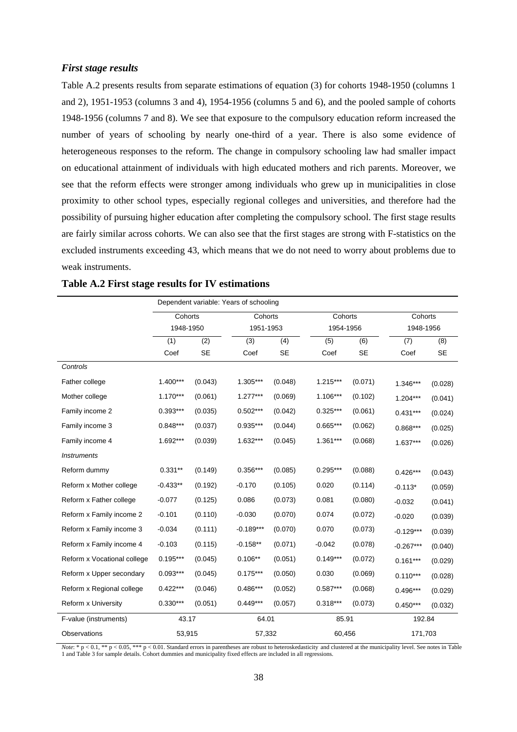### *First stage results*

Table A.2 presents results from separate estimations of equation (3) for cohorts 1948-1950 (columns 1 and 2), 1951-1953 (columns 3 and 4), 1954-1956 (columns 5 and 6), and the pooled sample of cohorts 1948-1956 (columns 7 and 8). We see that exposure to the compulsory education reform increased the number of years of schooling by nearly one-third of a year. There is also some evidence of heterogeneous responses to the reform. The change in compulsory schooling law had smaller impact on educational attainment of individuals with high educated mothers and rich parents. Moreover, we see that the reform effects were stronger among individuals who grew up in municipalities in close proximity to other school types, especially regional colleges and universities, and therefore had the possibility of pursuing higher education after completing the compulsory school. The first stage results are fairly similar across cohorts. We can also see that the first stages are strong with F-statistics on the excluded instruments exceeding 43, which means that we do not need to worry about problems due to weak instruments.

**Table A.2 First stage results for IV estimations**

| | Dependent variable: Years of schooling | | | | | | | |
|---|---|---|---|---|---|---|---|---|
| | Cohorts 1948-1950 | | Cohorts 1951-1953 | | Cohorts 1954-1956 | | Cohorts 1948-1956 | |
| | (1) | (2) | (3) | (4) | (5) | (6) | (7) | (8) |
| | Coef | SE | Coef | SE | Coef | SE | Coef | SE |
| *Controls* | | | | | | | | |
| Father college | 1.400*** | (0.043) | 1.305*** | (0.048) | 1.215*** | (0.071) | 1.346*** | (0.028) |
| Mother college | 1.170*** | (0.061) | 1.277*** | (0.069) | 1.106*** | (0.102) | 1.204*** | (0.041) |
| Family income 2 | 0.393*** | (0.035) | 0.502*** | (0.042) | 0.325*** | (0.061) | 0.431*** | (0.024) |
| Family income 3 | 0.848*** | (0.037) | 0.935*** | (0.044) | 0.665*** | (0.062) | 0.868*** | (0.025) |
| Family income 4 | 1.692*** | (0.039) | 1.632*** | (0.045) | 1.361*** | (0.068) | 1.637*** | (0.026) |
| *Instruments* | | | | | | | | |
| Reform dummy | 0.331** | (0.149) | 0.356*** | (0.085) | 0.295*** | (0.088) | 0.426*** | (0.043) |
| Reform x Mother college | -0.433** | (0.192) | -0.170 | (0.105) | 0.020 | (0.114) | -0.113* | (0.059) |
| Reform x Father college | -0.077 | (0.125) | 0.086 | (0.073) | 0.081 | (0.080) | -0.032 | (0.041) |
| Reform x Family income 2 | -0.101 | (0.110) | -0.030 | (0.070) | 0.074 | (0.072) | -0.020 | (0.039) |
| Reform x Family income 3 | -0.034 | (0.111) | -0.189*** | (0.070) | 0.070 | (0.073) | -0.129*** | (0.039) |
| Reform x Family income 4 | -0.103 | (0.115) | -0.158** | (0.071) | -0.042 | (0.078) | -0.267*** | (0.040) |
| Reform x Vocational college | 0.195*** | (0.045) | 0.106** | (0.051) | 0.149*** | (0.072) | 0.161*** | (0.029) |
| Reform x Upper secondary | 0.093*** | (0.045) | 0.175*** | (0.050) | 0.030 | (0.069) | 0.110*** | (0.028) |
| Reform x Regional college | 0.422*** | (0.046) | 0.486*** | (0.052) | 0.587*** | (0.068) | 0.496*** | (0.029) |
| Reform x University | 0.330*** | (0.051) | 0.449*** | (0.057) | 0.318*** | (0.073) | 0.450*** | (0.032) |
| F-value (instruments) | 43.17 | | 64.01 | | 85.91 | | 192.84 | |
| Observations | 53,915 | | 57,332 | | 60,456 | | 171,703 | |

*Note*: * $p < 0.1$, ** $p < 0.05$, *** $p < 0.01$. Standard errors in parentheses are robust to heteroskedasticity and clustered at the municipality level. See notes in Table 1 and Table 3 for sample details. Cohort dummies and municipality fixed effects are included in all regressions.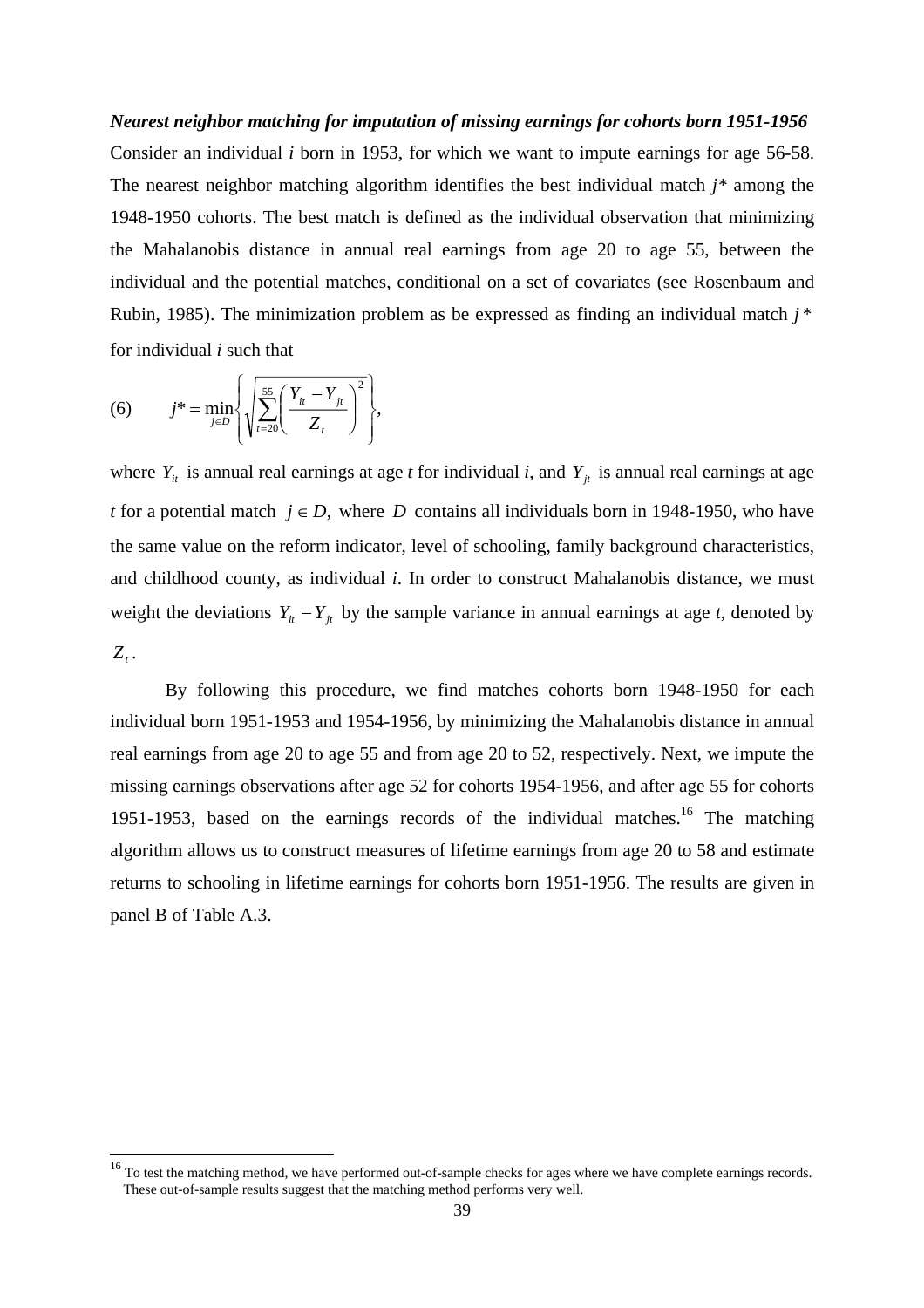***Nearest neighbor matching for imputation of missing earnings for cohorts born 1951-1956***

Consider an individual *i* born in 1953, for which we want to impute earnings for age 56-58. The nearest neighbor matching algorithm identifies the best individual match *j\** among the 1948-1950 cohorts. The best match is defined as the individual observation that minimizing the Mahalanobis distance in annual real earnings from age 20 to age 55, between the individual and the potential matches, conditional on a set of covariates (see Rosenbaum and Rubin, 1985). The minimization problem as be expressed as finding an individual match $j^*$ for individual *i* such that

$$j^* = \min_{j \in D} \left\{ \sqrt{\sum_{t=20}^{55} \left( \frac{Y_{it} - Y_{jt}}{Z_t} \right)^2} \right\}, \tag{6}$$

where $Y_{it}$ is annual real earnings at age *t* for individual *i*, and $Y_{jt}$ is annual real earnings at age *t* for a potential match $j \in D$, where $D$ contains all individuals born in 1948-1950, who have the same value on the reform indicator, level of schooling, family background characteristics, and childhood county, as individual *i*. In order to construct Mahalanobis distance, we must weight the deviations $Y_{it} - Y_{jt}$ by the sample variance in annual earnings at age *t*, denoted by $Z_t$.

By following this procedure, we find matches cohorts born 1948-1950 for each individual born 1951-1953 and 1954-1956, by minimizing the Mahalanobis distance in annual real earnings from age 20 to age 55 and from age 20 to 52, respectively. Next, we impute the missing earnings observations after age 52 for cohorts 1954-1956, and after age 55 for cohorts 1951-1953, based on the earnings records of the individual matches.[16] The matching algorithm allows us to construct measures of lifetime earnings from age 20 to 58 and estimate returns to schooling in lifetime earnings for cohorts born 1951-1956. The results are given in panel B of Table A.3.

[16] To test the matching method, we have performed out-of-sample checks for ages where we have complete earnings records. These out-of-sample results suggest that the matching method performs very well.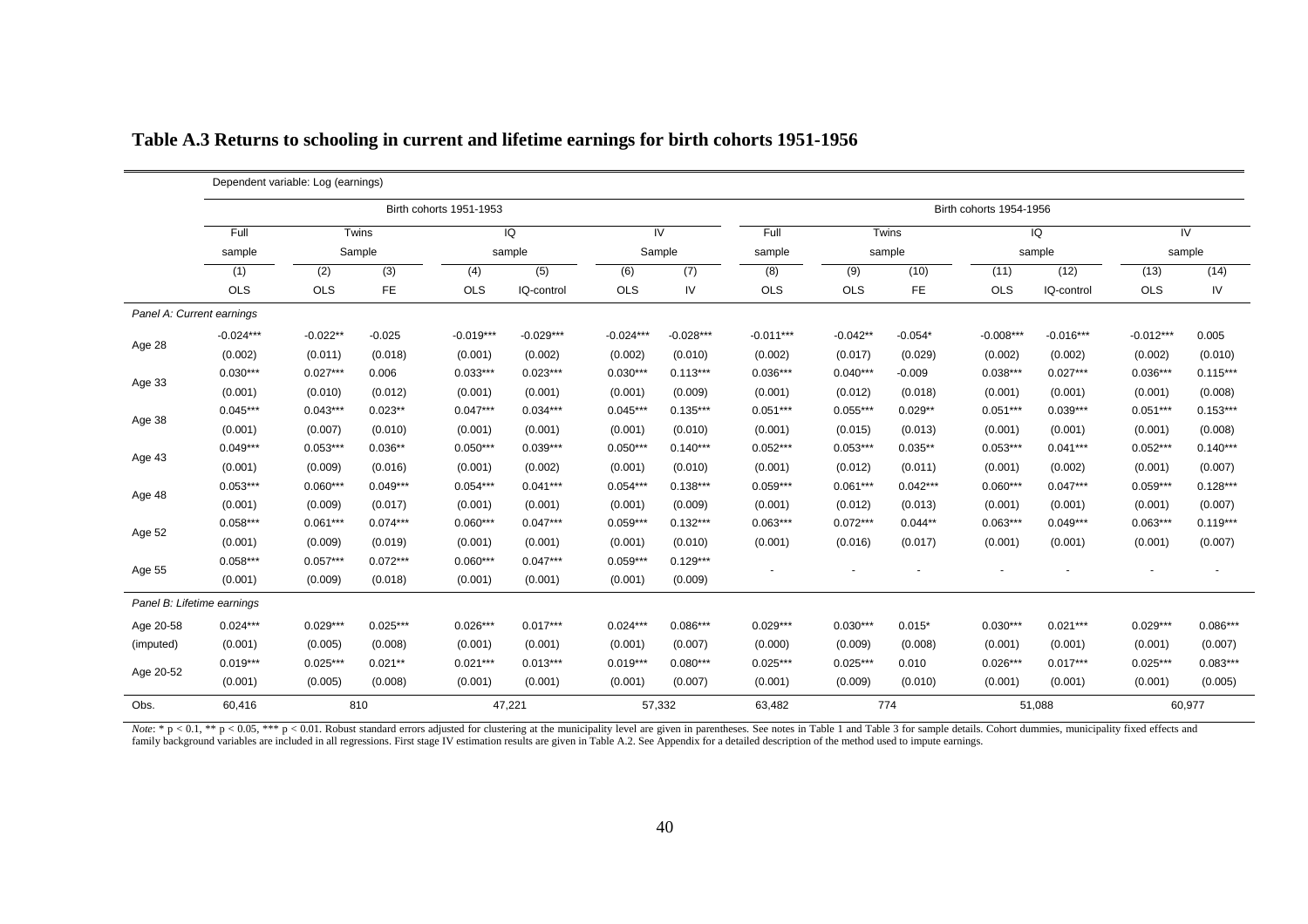# Table A.3 Returns to schooling in current and lifetime earnings for birth cohorts 1951-1956

| | Dependent variable: Log (earnings) | | | | | | | | | | | | | |
|---|---|---|---|---|---|---|---|---|---|---|---|---|---|---|
| | Birth cohorts 1951-1953 | | | | | | | Birth cohorts 1954-1956 | | | | | | |
| | Full sample | Twins Sample | | IQ sample | | IV Sample | | Full sample | Twins sample | | IQ sample | | IV sample | |
| | (1) | (2) | (3) | (4) | (5) | (6) | (7) | (8) | (9) | (10) | (11) | (12) | (13) | (14) |
| | OLS | OLS | FE | OLS | IQ-control | OLS | IV | OLS | OLS | FE | OLS | IQ-control | OLS | IV |
| *Panel A: Current earnings* | | | | | | | | | | | | | | |
| Age 28 | -0.024*** | -0.022** | -0.025 | -0.019*** | -0.029*** | -0.024*** | -0.028*** | -0.011*** | -0.042** | -0.054* | -0.008*** | -0.016*** | -0.012*** | 0.005 |
| | (0.002) | (0.011) | (0.018) | (0.001) | (0.002) | (0.002) | (0.010) | (0.002) | (0.017) | (0.029) | (0.002) | (0.002) | (0.002) | (0.010) |
| Age 33 | 0.030*** | 0.027*** | 0.006 | 0.033*** | 0.023*** | 0.030*** | 0.113*** | 0.036*** | 0.040*** | -0.009 | 0.038*** | 0.027*** | 0.036*** | 0.115*** |
| | (0.001) | (0.010) | (0.012) | (0.001) | (0.001) | (0.001) | (0.009) | (0.001) | (0.012) | (0.018) | (0.001) | (0.001) | (0.001) | (0.008) |
| Age 38 | 0.045*** | 0.043*** | 0.023** | 0.047*** | 0.034*** | 0.045*** | 0.135*** | 0.051*** | 0.055*** | 0.029** | 0.051*** | 0.039*** | 0.051*** | 0.153*** |
| | (0.001) | (0.007) | (0.010) | (0.001) | (0.001) | (0.001) | (0.010) | (0.001) | (0.015) | (0.013) | (0.001) | (0.001) | (0.001) | (0.008) |
| Age 43 | 0.049*** | 0.053*** | 0.036** | 0.050*** | 0.039*** | 0.050*** | 0.140*** | 0.052*** | 0.053*** | 0.035** | 0.053*** | 0.041*** | 0.052*** | 0.140*** |
| | (0.001) | (0.009) | (0.016) | (0.001) | (0.002) | (0.001) | (0.010) | (0.001) | (0.012) | (0.011) | (0.001) | (0.002) | (0.001) | (0.007) |
| Age 48 | 0.053*** | 0.060*** | 0.049*** | 0.054*** | 0.041*** | 0.054*** | 0.138*** | 0.059*** | 0.061*** | 0.042*** | 0.060*** | 0.047*** | 0.059*** | 0.128*** |
| | (0.001) | (0.009) | (0.017) | (0.001) | (0.001) | (0.001) | (0.009) | (0.001) | (0.012) | (0.013) | (0.001) | (0.001) | (0.001) | (0.007) |
| Age 52 | 0.058*** | 0.061*** | 0.074*** | 0.060*** | 0.047*** | 0.059*** | 0.132*** | 0.063*** | 0.072*** | 0.044** | 0.063*** | 0.049*** | 0.063*** | 0.119*** |
| | (0.001) | (0.009) | (0.019) | (0.001) | (0.001) | (0.001) | (0.010) | (0.001) | (0.016) | (0.017) | (0.001) | (0.001) | (0.001) | (0.007) |
| Age 55 | 0.058*** | 0.057*** | 0.072*** | 0.060*** | 0.047*** | 0.059*** | 0.129*** | - | - | - | - | - | - | - |
| | (0.001) | (0.009) | (0.018) | (0.001) | (0.001) | (0.001) | (0.009) | | | | | | | |
| *Panel B: Lifetime earnings* | | | | | | | | | | | | | | |
| Age 20-58 | 0.024*** | 0.029*** | 0.025*** | 0.026*** | 0.017*** | 0.024*** | 0.086*** | 0.029*** | 0.030*** | 0.015* | 0.030*** | 0.021*** | 0.029*** | 0.086*** |
| (imputed) | (0.001) | (0.005) | (0.008) | (0.001) | (0.001) | (0.001) | (0.007) | (0.000) | (0.009) | (0.008) | (0.001) | (0.001) | (0.001) | (0.007) |
| Age 20-52 | 0.019*** | 0.025*** | 0.021** | 0.021*** | 0.013*** | 0.019*** | 0.080*** | 0.025*** | 0.025*** | 0.010 | 0.026*** | 0.017*** | 0.025*** | 0.083*** |
| | (0.001) | (0.005) | (0.008) | (0.001) | (0.001) | (0.001) | (0.007) | (0.001) | (0.009) | (0.010) | (0.001) | (0.001) | (0.001) | (0.005) |
| Obs. | 60,416 | 810 | | 47,221 | | 57,332 | | 63,482 | 774 | | 51,088 | | 60,977 | |

*Note*: * p < 0.1, ** p < 0.05, *** p < 0.01. Robust standard errors adjusted for clustering at the municipality level are given in parentheses. See notes in Table 1 and Table 3 for sample details. Cohort dummies, municipality fixed effects and family background variables are included in all regressions. First stage IV estimation results are given in Table A.2. See Appendix for a detailed description of the method used to impute earnings.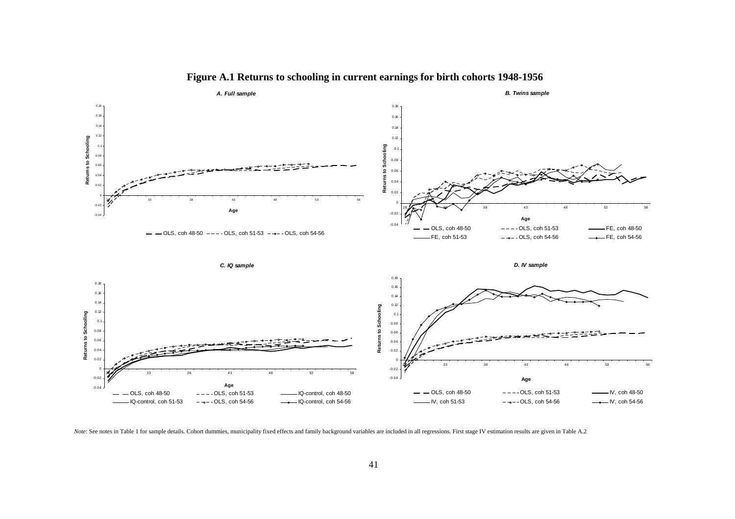# Figure A.1 Returns to schooling in current earnings for birth cohorts 1948-1956

*A. Full sample*

*B. Twins sample*

*C. IQ sample*

*D. IV sample*

*Note*: See notes in Table 1 for sample details. Cohort dummies, municipality fixed effects and family background variables are included in all regressions. First stage IV estimation results are given in Table A.2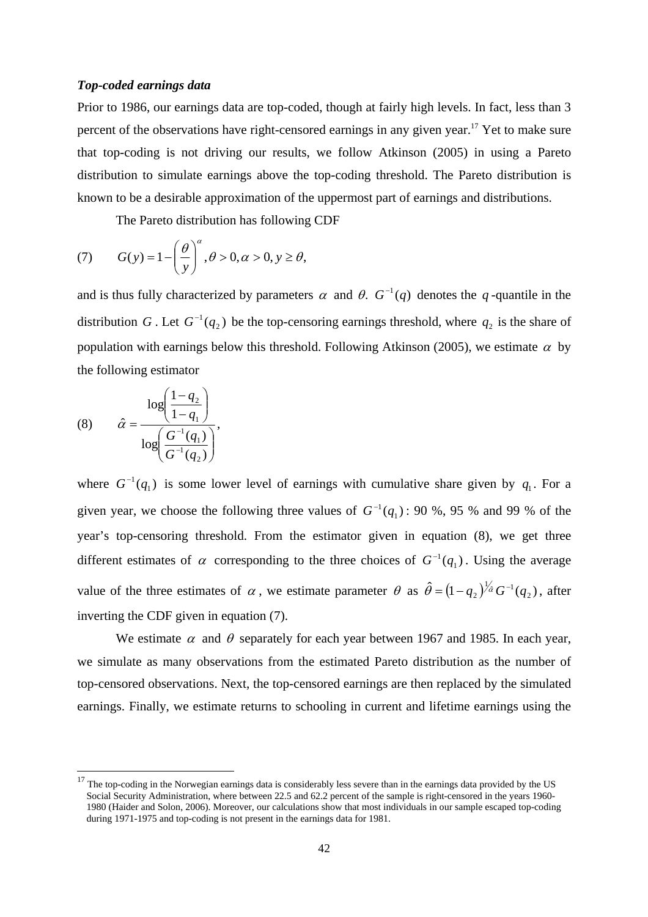***Top-coded earnings data***

Prior to 1986, our earnings data are top-coded, though at fairly high levels. In fact, less than 3 percent of the observations have right-censored earnings in any given year.[17] Yet to make sure that top-coding is not driving our results, we follow Atkinson (2005) in using a Pareto distribution to simulate earnings above the top-coding threshold. The Pareto distribution is known to be a desirable approximation of the uppermost part of earnings and distributions.

The Pareto distribution has following CDF

$$(7) \qquad G(y) = 1 - \left(\frac{\theta}{y}\right)^{\alpha}, \theta > 0, \alpha > 0, y \geq \theta,$$

and is thus fully characterized by parameters $\alpha$ and $\theta$. $G^{-1}(q)$ denotes the $q$-quantile in the distribution $G$. Let $G^{-1}(q_2)$ be the top-censoring earnings threshold, where $q_2$ is the share of population with earnings below this threshold. Following Atkinson (2005), we estimate $\alpha$ by the following estimator

$$(8) \qquad \hat{\alpha} = \frac{\log\left(\dfrac{1-q_2}{1-q_1}\right)}{\log\left(\dfrac{G^{-1}(q_1)}{G^{-1}(q_2)}\right)},$$

where $G^{-1}(q_1)$ is some lower level of earnings with cumulative share given by $q_1$. For a given year, we choose the following three values of $G^{-1}(q_1)$: 90 %, 95 % and 99 % of the year's top-censoring threshold. From the estimator given in equation (8), we get three different estimates of $\alpha$ corresponding to the three choices of $G^{-1}(q_1)$. Using the average value of the three estimates of $\alpha$, we estimate parameter $\theta$ as $\hat{\theta} = (1-q_2)^{1/\hat{\alpha}} G^{-1}(q_2)$, after inverting the CDF given in equation (7).

We estimate $\alpha$ and $\theta$ separately for each year between 1967 and 1985. In each year, we simulate as many observations from the estimated Pareto distribution as the number of top-censored observations. Next, the top-censored earnings are then replaced by the simulated earnings. Finally, we estimate returns to schooling in current and lifetime earnings using the

[17] The top-coding in the Norwegian earnings data is considerably less severe than in the earnings data provided by the US Social Security Administration, where between 22.5 and 62.2 percent of the sample is right-censored in the years 1960-1980 (Haider and Solon, 2006). Moreover, our calculations show that most individuals in our sample escaped top-coding during 1971-1975 and top-coding is not present in the earnings data for 1981.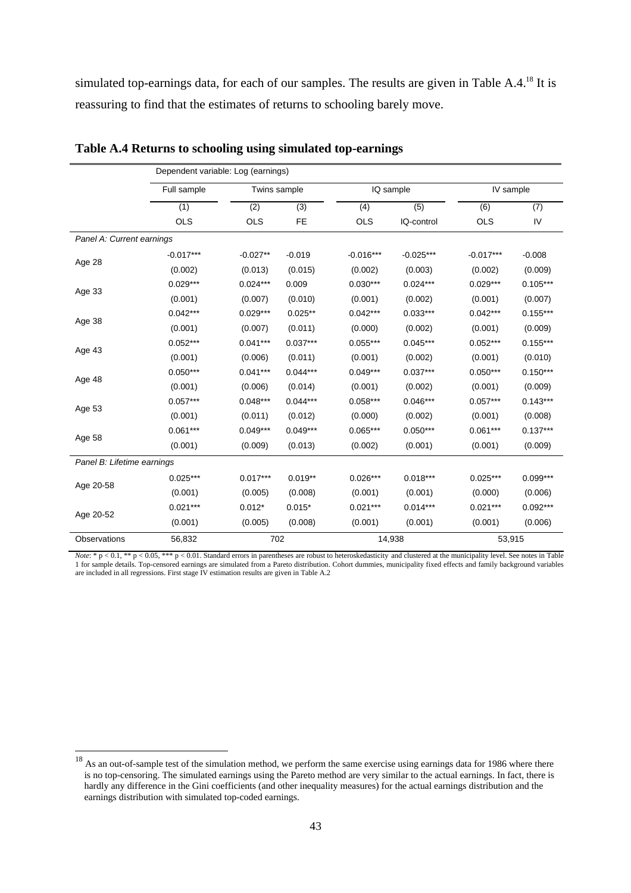simulated top-earnings data, for each of our samples. The results are given in Table A.4.[18] It is reassuring to find that the estimates of returns to schooling barely move.

**Table A.4 Returns to schooling using simulated top-earnings**

| | Dependent variable: Log (earnings) | | | | | | |
|---|---|---|---|---|---|---|---|
| | Full sample | Twins sample | | IQ sample | | IV sample | |
| | (1) | (2) | (3) | (4) | (5) | (6) | (7) |
| | OLS | OLS | FE | OLS | IQ-control | OLS | IV |
| *Panel A: Current earnings* | | | | | | | |
| Age 28 | -0.017*** | -0.027** | -0.019 | -0.016*** | -0.025*** | -0.017*** | -0.008 |
| | (0.002) | (0.013) | (0.015) | (0.002) | (0.003) | (0.002) | (0.009) |
| Age 33 | 0.029*** | 0.024*** | 0.009 | 0.030*** | 0.024*** | 0.029*** | 0.105*** |
| | (0.001) | (0.007) | (0.010) | (0.001) | (0.002) | (0.001) | (0.007) |
| Age 38 | 0.042*** | 0.029*** | 0.025** | 0.042*** | 0.033*** | 0.042*** | 0.155*** |
| | (0.001) | (0.007) | (0.011) | (0.000) | (0.002) | (0.001) | (0.009) |
| Age 43 | 0.052*** | 0.041*** | 0.037*** | 0.055*** | 0.045*** | 0.052*** | 0.155*** |
| | (0.001) | (0.006) | (0.011) | (0.001) | (0.002) | (0.001) | (0.010) |
| Age 48 | 0.050*** | 0.041*** | 0.044*** | 0.049*** | 0.037*** | 0.050*** | 0.150*** |
| | (0.001) | (0.006) | (0.014) | (0.001) | (0.002) | (0.001) | (0.009) |
| Age 53 | 0.057*** | 0.048*** | 0.044*** | 0.058*** | 0.046*** | 0.057*** | 0.143*** |
| | (0.001) | (0.011) | (0.012) | (0.000) | (0.002) | (0.001) | (0.008) |
| Age 58 | 0.061*** | 0.049*** | 0.049*** | 0.065*** | 0.050*** | 0.061*** | 0.137*** |
| | (0.001) | (0.009) | (0.013) | (0.002) | (0.001) | (0.001) | (0.009) |
| *Panel B: Lifetime earnings* | | | | | | | |
| Age 20-58 | 0.025*** | 0.017*** | 0.019** | 0.026*** | 0.018*** | 0.025*** | 0.099*** |
| | (0.001) | (0.005) | (0.008) | (0.001) | (0.001) | (0.000) | (0.006) |
| Age 20-52 | 0.021*** | 0.012* | 0.015* | 0.021*** | 0.014*** | 0.021*** | 0.092*** |
| | (0.001) | (0.005) | (0.008) | (0.001) | (0.001) | (0.001) | (0.006) |
| Observations | 56,832 | 702 | | 14,938 | | 53,915 | |

*Note*: * $p < 0.1$, ** $p < 0.05$, *** $p < 0.01$. Standard errors in parentheses are robust to heteroskedasticity and clustered at the municipality level. See notes in Table 1 for sample details. Top-censored earnings are simulated from a Pareto distribution. Cohort dummies, municipality fixed effects and family background variables are included in all regressions. First stage IV estimation results are given in Table A.2

[18] As an out-of-sample test of the simulation method, we perform the same exercise using earnings data for 1986 where there is no top-censoring. The simulated earnings using the Pareto method are very similar to the actual earnings. In fact, there is hardly any difference in the Gini coefficients (and other inequality measures) for the actual earnings distribution and the earnings distribution with simulated top-coded earnings.